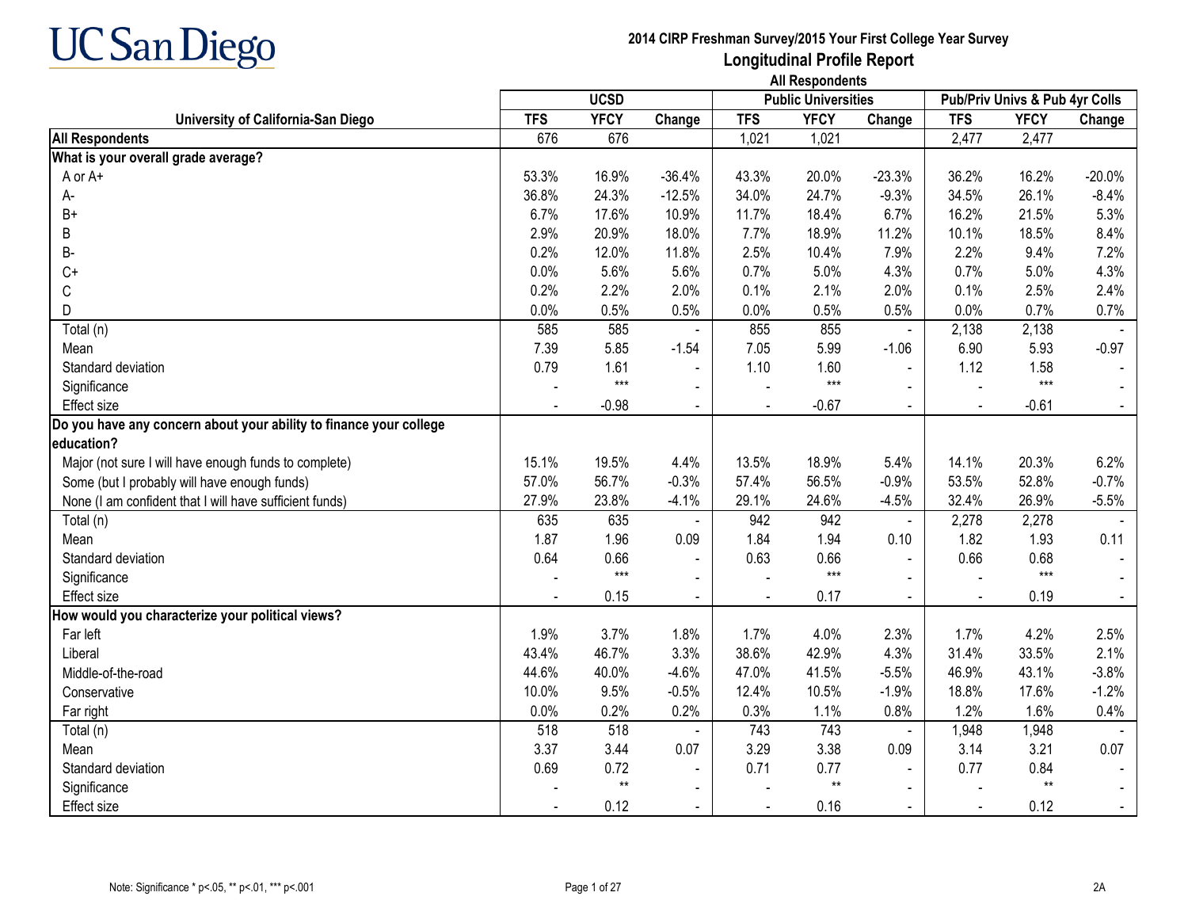# UC San Diego

## 2014 CIRP Freshman Survey/2015 Your First College Year Survey
## Longitudinal Profile Report
### All Respondents

| University of California-San Diego | UCSD | | | Public Universities | | | Pub/Priv Univs & Pub 4yr Colls | | |
|---|---|---|---|---|---|---|---|---|---|
| | TFS | YFCY | Change | TFS | YFCY | Change | TFS | YFCY | Change |
| **All Respondents** | 676 | 676 | | 1,021 | 1,021 | | 2,477 | 2,477 | |
| **What is your overall grade average?** | | | | | | | | | |
| A or A+ | 53.3% | 16.9% | -36.4% | 43.3% | 20.0% | -23.3% | 36.2% | 16.2% | -20.0% |
| A- | 36.8% | 24.3% | -12.5% | 34.0% | 24.7% | -9.3% | 34.5% | 26.1% | -8.4% |
| B+ | 6.7% | 17.6% | 10.9% | 11.7% | 18.4% | 6.7% | 16.2% | 21.5% | 5.3% |
| B | 2.9% | 20.9% | 18.0% | 7.7% | 18.9% | 11.2% | 10.1% | 18.5% | 8.4% |
| B- | 0.2% | 12.0% | 11.8% | 2.5% | 10.4% | 7.9% | 2.2% | 9.4% | 7.2% |
| C+ | 0.0% | 5.6% | 5.6% | 0.7% | 5.0% | 4.3% | 0.7% | 5.0% | 4.3% |
| C | 0.2% | 2.2% | 2.0% | 0.1% | 2.1% | 2.0% | 0.1% | 2.5% | 2.4% |
| D | 0.0% | 0.5% | 0.5% | 0.0% | 0.5% | 0.5% | 0.0% | 0.7% | 0.7% |
| Total (n) | 585 | 585 | - | 855 | 855 | - | 2,138 | 2,138 | - |
| Mean | 7.39 | 5.85 | -1.54 | 7.05 | 5.99 | -1.06 | 6.90 | 5.93 | -0.97 |
| Standard deviation | 0.79 | 1.61 | - | 1.10 | 1.60 | - | 1.12 | 1.58 | - |
| Significance | - | *** | - | - | *** | - | - | *** | - |
| Effect size | - | -0.98 | - | - | -0.67 | - | - | -0.61 | - |
| **Do you have any concern about your ability to finance your college education?** | | | | | | | | | |
| Major (not sure I will have enough funds to complete) | 15.1% | 19.5% | 4.4% | 13.5% | 18.9% | 5.4% | 14.1% | 20.3% | 6.2% |
| Some (but I probably will have enough funds) | 57.0% | 56.7% | -0.3% | 57.4% | 56.5% | -0.9% | 53.5% | 52.8% | -0.7% |
| None (I am confident that I will have sufficient funds) | 27.9% | 23.8% | -4.1% | 29.1% | 24.6% | -4.5% | 32.4% | 26.9% | -5.5% |
| Total (n) | 635 | 635 | - | 942 | 942 | - | 2,278 | 2,278 | - |
| Mean | 1.87 | 1.96 | 0.09 | 1.84 | 1.94 | 0.10 | 1.82 | 1.93 | 0.11 |
| Standard deviation | 0.64 | 0.66 | - | 0.63 | 0.66 | - | 0.66 | 0.68 | - |
| Significance | - | *** | - | - | *** | - | - | *** | - |
| Effect size | - | 0.15 | - | - | 0.17 | - | - | 0.19 | - |
| **How would you characterize your political views?** | | | | | | | | | |
| Far left | 1.9% | 3.7% | 1.8% | 1.7% | 4.0% | 2.3% | 1.7% | 4.2% | 2.5% |
| Liberal | 43.4% | 46.7% | 3.3% | 38.6% | 42.9% | 4.3% | 31.4% | 33.5% | 2.1% |
| Middle-of-the-road | 44.6% | 40.0% | -4.6% | 47.0% | 41.5% | -5.5% | 46.9% | 43.1% | -3.8% |
| Conservative | 10.0% | 9.5% | -0.5% | 12.4% | 10.5% | -1.9% | 18.8% | 17.6% | -1.2% |
| Far right | 0.0% | 0.2% | 0.2% | 0.3% | 1.1% | 0.8% | 1.2% | 1.6% | 0.4% |
| Total (n) | 518 | 518 | - | 743 | 743 | - | 1,948 | 1,948 | - |
| Mean | 3.37 | 3.44 | 0.07 | 3.29 | 3.38 | 0.09 | 3.14 | 3.21 | 0.07 |
| Standard deviation | 0.69 | 0.72 | - | 0.71 | 0.77 | - | 0.77 | 0.84 | - |
| Significance | - | ** | - | - | ** | - | - | ** | - |
| Effect size | - | 0.12 | - | - | 0.16 | - | - | 0.12 | - |

Note: Significance * $p<.05$, ** $p<.01$, *** $p<.001$

2A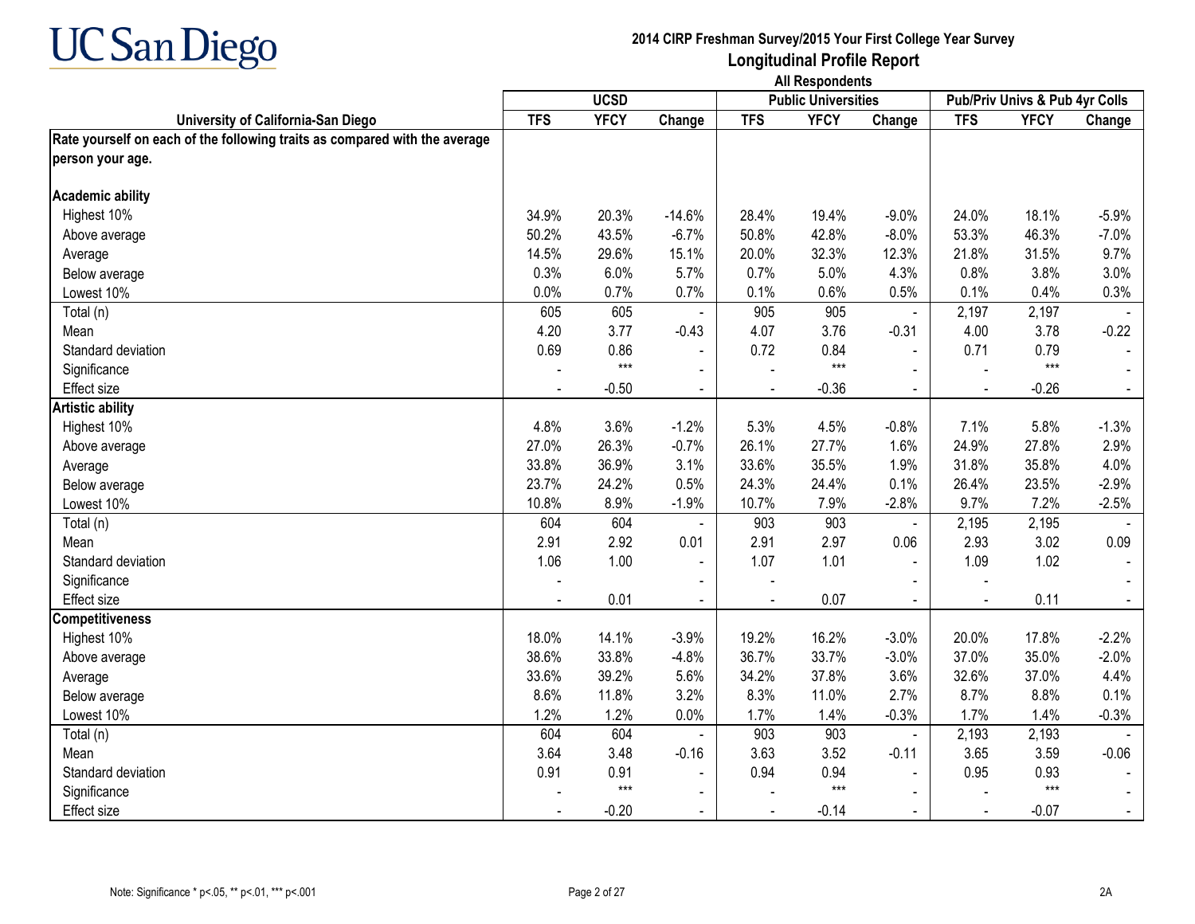UC San Diego

**2014 CIRP Freshman Survey/2015 Your First College Year Survey**

**Longitudinal Profile Report**

**All Respondents**

| University of California-San Diego | UCSD | | | Public Universities | | | Pub/Priv Univs & Pub 4yr Colls | | |
|---|---|---|---|---|---|---|---|---|---|
| | TFS | YFCY | Change | TFS | YFCY | Change | TFS | YFCY | Change |
| **Rate yourself on each of the following traits as compared with the average person your age.** | | | | | | | | | |
| **Academic ability** | | | | | | | | | |
| Highest 10% | 34.9% | 20.3% | -14.6% | 28.4% | 19.4% | -9.0% | 24.0% | 18.1% | -5.9% |
| Above average | 50.2% | 43.5% | -6.7% | 50.8% | 42.8% | -8.0% | 53.3% | 46.3% | -7.0% |
| Average | 14.5% | 29.6% | 15.1% | 20.0% | 32.3% | 12.3% | 21.8% | 31.5% | 9.7% |
| Below average | 0.3% | 6.0% | 5.7% | 0.7% | 5.0% | 4.3% | 0.8% | 3.8% | 3.0% |
| Lowest 10% | 0.0% | 0.7% | 0.7% | 0.1% | 0.6% | 0.5% | 0.1% | 0.4% | 0.3% |
| Total (n) | 605 | 605 | - | 905 | 905 | - | 2,197 | 2,197 | - |
| Mean | 4.20 | 3.77 | -0.43 | 4.07 | 3.76 | -0.31 | 4.00 | 3.78 | -0.22 |
| Standard deviation | 0.69 | 0.86 | - | 0.72 | 0.84 | - | 0.71 | 0.79 | - |
| Significance | - | *** | - | - | *** | - | - | *** | - |
| Effect size | - | -0.50 | - | - | -0.36 | - | - | -0.26 | - |
| **Artistic ability** | | | | | | | | | |
| Highest 10% | 4.8% | 3.6% | -1.2% | 5.3% | 4.5% | -0.8% | 7.1% | 5.8% | -1.3% |
| Above average | 27.0% | 26.3% | -0.7% | 26.1% | 27.7% | 1.6% | 24.9% | 27.8% | 2.9% |
| Average | 33.8% | 36.9% | 3.1% | 33.6% | 35.5% | 1.9% | 31.8% | 35.8% | 4.0% |
| Below average | 23.7% | 24.2% | 0.5% | 24.3% | 24.4% | 0.1% | 26.4% | 23.5% | -2.9% |
| Lowest 10% | 10.8% | 8.9% | -1.9% | 10.7% | 7.9% | -2.8% | 9.7% | 7.2% | -2.5% |
| Total (n) | 604 | 604 | - | 903 | 903 | - | 2,195 | 2,195 | - |
| Mean | 2.91 | 2.92 | 0.01 | 2.91 | 2.97 | 0.06 | 2.93 | 3.02 | 0.09 |
| Standard deviation | 1.06 | 1.00 | - | 1.07 | 1.01 | - | 1.09 | 1.02 | - |
| Significance | - | | - | - | | - | - | | - |
| Effect size | - | 0.01 | - | - | 0.07 | - | - | 0.11 | - |
| **Competitiveness** | | | | | | | | | |
| Highest 10% | 18.0% | 14.1% | -3.9% | 19.2% | 16.2% | -3.0% | 20.0% | 17.8% | -2.2% |
| Above average | 38.6% | 33.8% | -4.8% | 36.7% | 33.7% | -3.0% | 37.0% | 35.0% | -2.0% |
| Average | 33.6% | 39.2% | 5.6% | 34.2% | 37.8% | 3.6% | 32.6% | 37.0% | 4.4% |
| Below average | 8.6% | 11.8% | 3.2% | 8.3% | 11.0% | 2.7% | 8.7% | 8.8% | 0.1% |
| Lowest 10% | 1.2% | 1.2% | 0.0% | 1.7% | 1.4% | -0.3% | 1.7% | 1.4% | -0.3% |
| Total (n) | 604 | 604 | - | 903 | 903 | - | 2,193 | 2,193 | - |
| Mean | 3.64 | 3.48 | -0.16 | 3.63 | 3.52 | -0.11 | 3.65 | 3.59 | -0.06 |
| Standard deviation | 0.91 | 0.91 | - | 0.94 | 0.94 | - | 0.95 | 0.93 | - |
| Significance | - | *** | - | - | *** | - | - | *** | - |
| Effect size | - | -0.20 | - | - | -0.14 | - | - | -0.07 | - |

Note: Significance * p<.05, ** p<.01, *** p<.001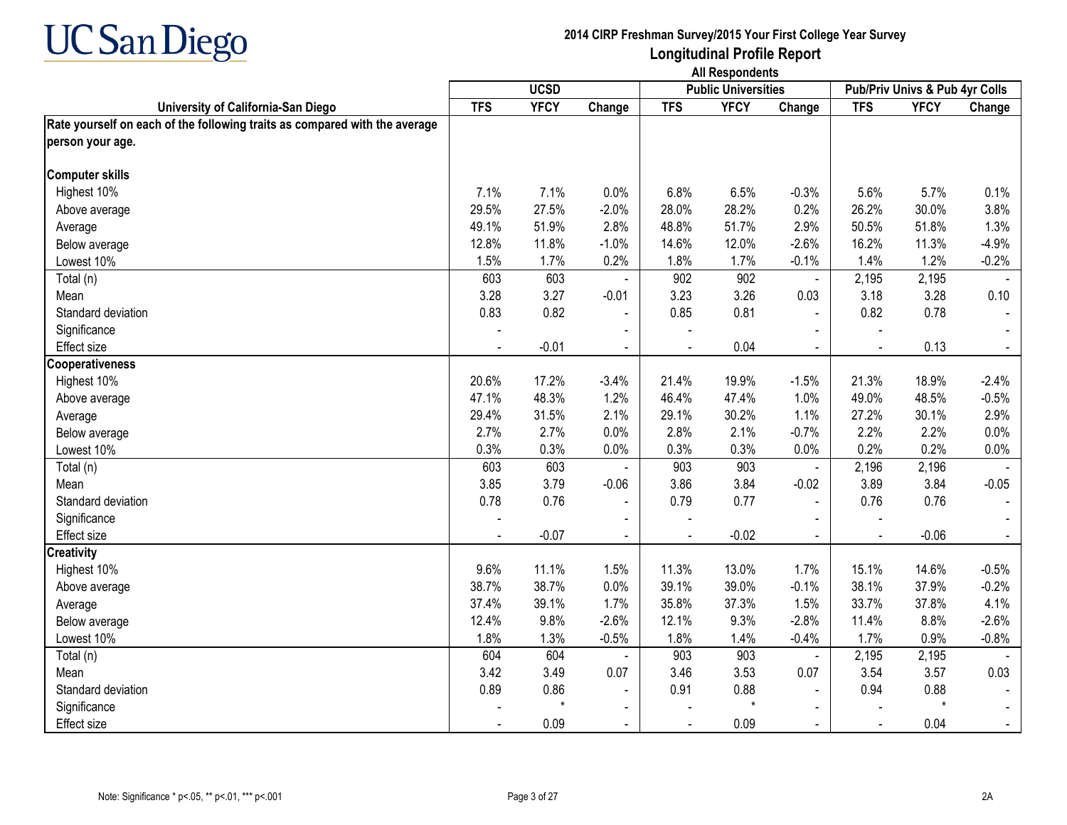# UC San Diego

## 2014 CIRP Freshman Survey/2015 Your First College Year Survey
## Longitudinal Profile Report
### All Respondents

| University of California-San Diego | UCSD | | | Public Universities | | | Pub/Priv Univs & Pub 4yr Colls | | |
|---|---|---|---|---|---|---|---|---|---|
| | TFS | YFCY | Change | TFS | YFCY | Change | TFS | YFCY | Change |
| **Rate yourself on each of the following traits as compared with the average person your age.** | | | | | | | | | |
| **Computer skills** | | | | | | | | | |
| Highest 10% | 7.1% | 7.1% | 0.0% | 6.8% | 6.5% | -0.3% | 5.6% | 5.7% | 0.1% |
| Above average | 29.5% | 27.5% | -2.0% | 28.0% | 28.2% | 0.2% | 26.2% | 30.0% | 3.8% |
| Average | 49.1% | 51.9% | 2.8% | 48.8% | 51.7% | 2.9% | 50.5% | 51.8% | 1.3% |
| Below average | 12.8% | 11.8% | -1.0% | 14.6% | 12.0% | -2.6% | 16.2% | 11.3% | -4.9% |
| Lowest 10% | 1.5% | 1.7% | 0.2% | 1.8% | 1.7% | -0.1% | 1.4% | 1.2% | -0.2% |
| Total (n) | 603 | 603 | - | 902 | 902 | - | 2,195 | 2,195 | - |
| Mean | 3.28 | 3.27 | -0.01 | 3.23 | 3.26 | 0.03 | 3.18 | 3.28 | 0.10 |
| Standard deviation | 0.83 | 0.82 | - | 0.85 | 0.81 | - | 0.82 | 0.78 | - |
| Significance | - | | - | - | | - | - | | - |
| Effect size | - | -0.01 | - | - | 0.04 | - | - | 0.13 | - |
| **Cooperativeness** | | | | | | | | | |
| Highest 10% | 20.6% | 17.2% | -3.4% | 21.4% | 19.9% | -1.5% | 21.3% | 18.9% | -2.4% |
| Above average | 47.1% | 48.3% | 1.2% | 46.4% | 47.4% | 1.0% | 49.0% | 48.5% | -0.5% |
| Average | 29.4% | 31.5% | 2.1% | 29.1% | 30.2% | 1.1% | 27.2% | 30.1% | 2.9% |
| Below average | 2.7% | 2.7% | 0.0% | 2.8% | 2.1% | -0.7% | 2.2% | 2.2% | 0.0% |
| Lowest 10% | 0.3% | 0.3% | 0.0% | 0.3% | 0.3% | 0.0% | 0.2% | 0.2% | 0.0% |
| Total (n) | 603 | 603 | - | 903 | 903 | - | 2,196 | 2,196 | - |
| Mean | 3.85 | 3.79 | -0.06 | 3.86 | 3.84 | -0.02 | 3.89 | 3.84 | -0.05 |
| Standard deviation | 0.78 | 0.76 | - | 0.79 | 0.77 | - | 0.76 | 0.76 | - |
| Significance | - | | - | - | | - | - | | - |
| Effect size | - | -0.07 | - | - | -0.02 | - | - | -0.06 | - |
| **Creativity** | | | | | | | | | |
| Highest 10% | 9.6% | 11.1% | 1.5% | 11.3% | 13.0% | 1.7% | 15.1% | 14.6% | -0.5% |
| Above average | 38.7% | 38.7% | 0.0% | 39.1% | 39.0% | -0.1% | 38.1% | 37.9% | -0.2% |
| Average | 37.4% | 39.1% | 1.7% | 35.8% | 37.3% | 1.5% | 33.7% | 37.8% | 4.1% |
| Below average | 12.4% | 9.8% | -2.6% | 12.1% | 9.3% | -2.8% | 11.4% | 8.8% | -2.6% |
| Lowest 10% | 1.8% | 1.3% | -0.5% | 1.8% | 1.4% | -0.4% | 1.7% | 0.9% | -0.8% |
| Total (n) | 604 | 604 | - | 903 | 903 | - | 2,195 | 2,195 | - |
| Mean | 3.42 | 3.49 | 0.07 | 3.46 | 3.53 | 0.07 | 3.54 | 3.57 | 0.03 |
| Standard deviation | 0.89 | 0.86 | - | 0.91 | 0.88 | - | 0.94 | 0.88 | - |
| Significance | - | * | - | - | * | - | - | * | - |
| Effect size | - | 0.09 | - | - | 0.09 | - | - | 0.04 | - |

Note: Significance * p<.05, ** p<.01, *** p<.001

2A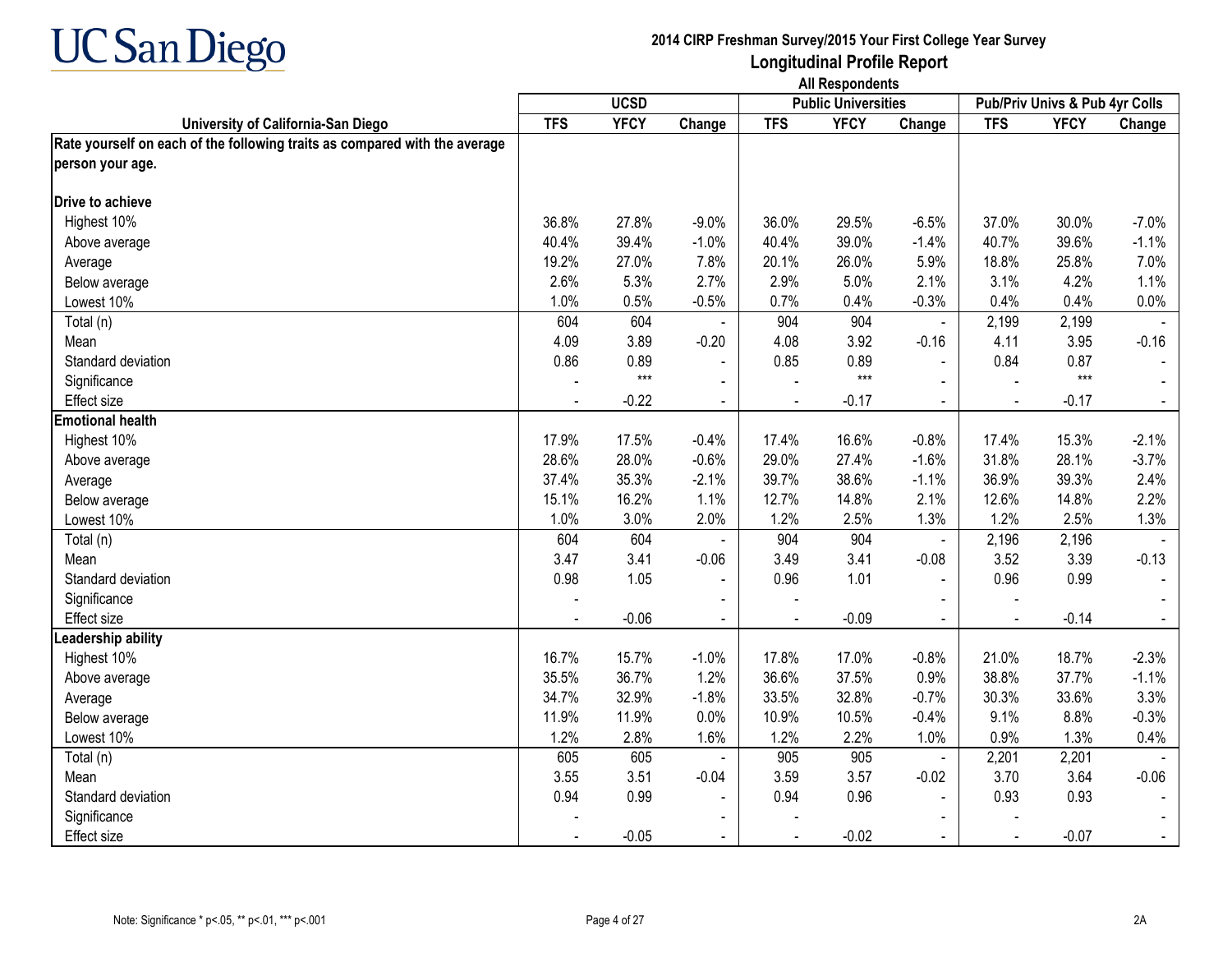UC San Diego

**2014 CIRP Freshman Survey/2015 Your First College Year Survey**
**Longitudinal Profile Report**
**All Respondents**

| University of California-San Diego | UCSD | | | Public Universities | | | Pub/Priv Univs & Pub 4yr Colls | | |
|---|---|---|---|---|---|---|---|---|---|
| | TFS | YFCY | Change | TFS | YFCY | Change | TFS | YFCY | Change |
| **Rate yourself on each of the following traits as compared with the average person your age.** | | | | | | | | | |
| **Drive to achieve** | | | | | | | | | |
| Highest 10% | 36.8% | 27.8% | -9.0% | 36.0% | 29.5% | -6.5% | 37.0% | 30.0% | -7.0% |
| Above average | 40.4% | 39.4% | -1.0% | 40.4% | 39.0% | -1.4% | 40.7% | 39.6% | -1.1% |
| Average | 19.2% | 27.0% | 7.8% | 20.1% | 26.0% | 5.9% | 18.8% | 25.8% | 7.0% |
| Below average | 2.6% | 5.3% | 2.7% | 2.9% | 5.0% | 2.1% | 3.1% | 4.2% | 1.1% |
| Lowest 10% | 1.0% | 0.5% | -0.5% | 0.7% | 0.4% | -0.3% | 0.4% | 0.4% | 0.0% |
| Total (n) | 604 | 604 | - | 904 | 904 | - | 2,199 | 2,199 | - |
| Mean | 4.09 | 3.89 | -0.20 | 4.08 | 3.92 | -0.16 | 4.11 | 3.95 | -0.16 |
| Standard deviation | 0.86 | 0.89 | - | 0.85 | 0.89 | - | 0.84 | 0.87 | - |
| Significance | - | *** | - | - | *** | - | - | *** | - |
| Effect size | - | -0.22 | - | - | -0.17 | - | - | -0.17 | - |
| **Emotional health** | | | | | | | | | |
| Highest 10% | 17.9% | 17.5% | -0.4% | 17.4% | 16.6% | -0.8% | 17.4% | 15.3% | -2.1% |
| Above average | 28.6% | 28.0% | -0.6% | 29.0% | 27.4% | -1.6% | 31.8% | 28.1% | -3.7% |
| Average | 37.4% | 35.3% | -2.1% | 39.7% | 38.6% | -1.1% | 36.9% | 39.3% | 2.4% |
| Below average | 15.1% | 16.2% | 1.1% | 12.7% | 14.8% | 2.1% | 12.6% | 14.8% | 2.2% |
| Lowest 10% | 1.0% | 3.0% | 2.0% | 1.2% | 2.5% | 1.3% | 1.2% | 2.5% | 1.3% |
| Total (n) | 604 | 604 | - | 904 | 904 | - | 2,196 | 2,196 | - |
| Mean | 3.47 | 3.41 | -0.06 | 3.49 | 3.41 | -0.08 | 3.52 | 3.39 | -0.13 |
| Standard deviation | 0.98 | 1.05 | - | 0.96 | 1.01 | - | 0.96 | 0.99 | - |
| Significance | - | | - | - | | - | - | | - |
| Effect size | - | -0.06 | - | - | -0.09 | - | - | -0.14 | - |
| **Leadership ability** | | | | | | | | | |
| Highest 10% | 16.7% | 15.7% | -1.0% | 17.8% | 17.0% | -0.8% | 21.0% | 18.7% | -2.3% |
| Above average | 35.5% | 36.7% | 1.2% | 36.6% | 37.5% | 0.9% | 38.8% | 37.7% | -1.1% |
| Average | 34.7% | 32.9% | -1.8% | 33.5% | 32.8% | -0.7% | 30.3% | 33.6% | 3.3% |
| Below average | 11.9% | 11.9% | 0.0% | 10.9% | 10.5% | -0.4% | 9.1% | 8.8% | -0.3% |
| Lowest 10% | 1.2% | 2.8% | 1.6% | 1.2% | 2.2% | 1.0% | 0.9% | 1.3% | 0.4% |
| Total (n) | 605 | 605 | - | 905 | 905 | - | 2,201 | 2,201 | - |
| Mean | 3.55 | 3.51 | -0.04 | 3.59 | 3.57 | -0.02 | 3.70 | 3.64 | -0.06 |
| Standard deviation | 0.94 | 0.99 | - | 0.94 | 0.96 | - | 0.93 | 0.93 | - |
| Significance | - | | - | - | | - | - | | - |
| Effect size | - | -0.05 | - | - | -0.02 | - | - | -0.07 | - |

Note: Significance * p<.05, ** p<.01, *** p<.001

2A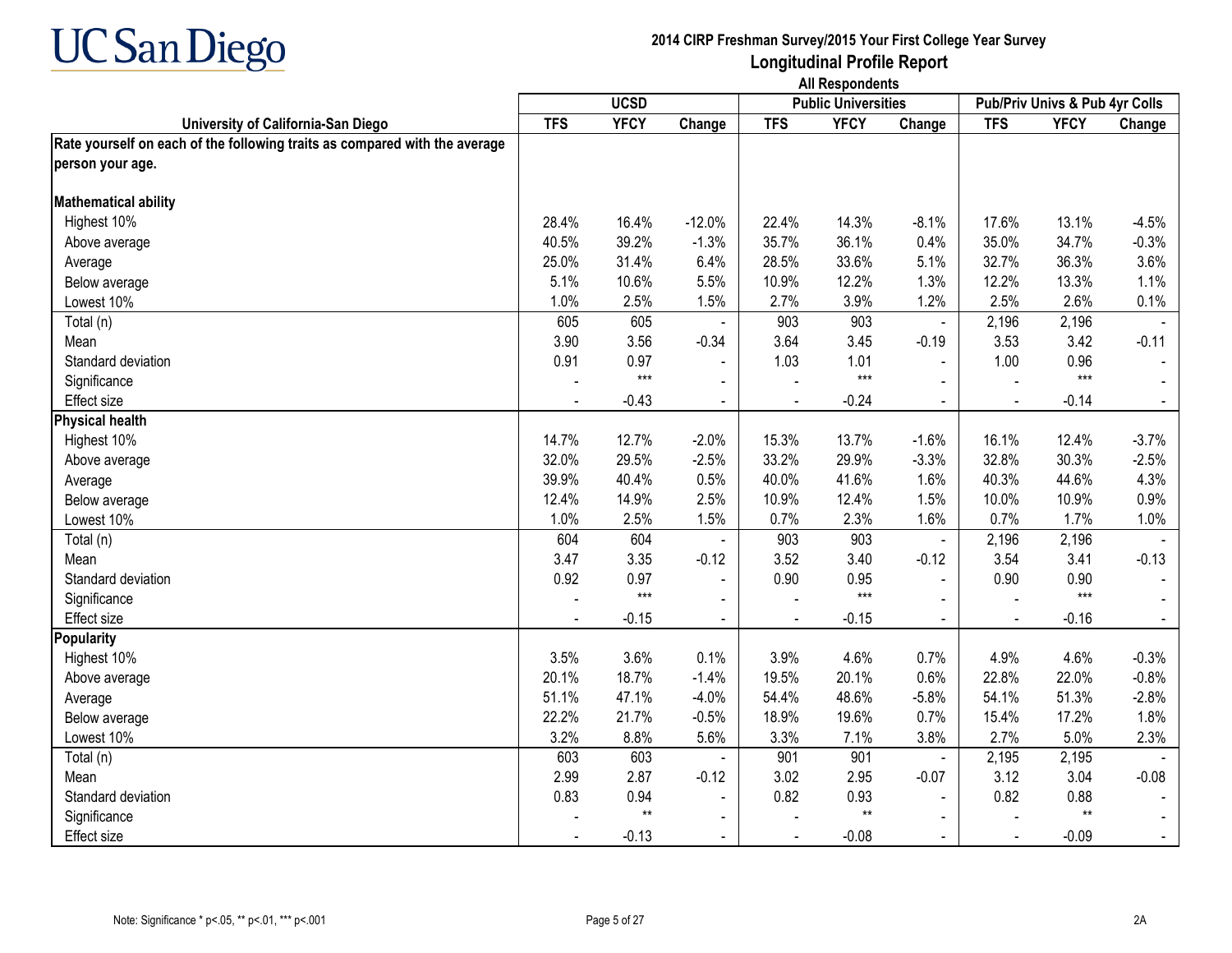# 2014 CIRP Freshman Survey/2015 Your First College Year Survey

## Longitudinal Profile Report

### All Respondents

| University of California-San Diego | UCSD | | | Public Universities | | | Pub/Priv Univs & Pub 4yr Colls | | |
|---|---|---|---|---|---|---|---|---|---|
| | TFS | YFCY | Change | TFS | YFCY | Change | TFS | YFCY | Change |
| **Rate yourself on each of the following traits as compared with the average person your age.** | | | | | | | | | |
| **Mathematical ability** | | | | | | | | | |
| Highest 10% | 28.4% | 16.4% | -12.0% | 22.4% | 14.3% | -8.1% | 17.6% | 13.1% | -4.5% |
| Above average | 40.5% | 39.2% | -1.3% | 35.7% | 36.1% | 0.4% | 35.0% | 34.7% | -0.3% |
| Average | 25.0% | 31.4% | 6.4% | 28.5% | 33.6% | 5.1% | 32.7% | 36.3% | 3.6% |
| Below average | 5.1% | 10.6% | 5.5% | 10.9% | 12.2% | 1.3% | 12.2% | 13.3% | 1.1% |
| Lowest 10% | 1.0% | 2.5% | 1.5% | 2.7% | 3.9% | 1.2% | 2.5% | 2.6% | 0.1% |
| Total (n) | 605 | 605 | - | 903 | 903 | - | 2,196 | 2,196 | - |
| Mean | 3.90 | 3.56 | -0.34 | 3.64 | 3.45 | -0.19 | 3.53 | 3.42 | -0.11 |
| Standard deviation | 0.91 | 0.97 | - | 1.03 | 1.01 | - | 1.00 | 0.96 | - |
| Significance | - | *** | - | - | *** | - | - | *** | - |
| Effect size | - | -0.43 | - | - | -0.24 | - | - | -0.14 | - |
| **Physical health** | | | | | | | | | |
| Highest 10% | 14.7% | 12.7% | -2.0% | 15.3% | 13.7% | -1.6% | 16.1% | 12.4% | -3.7% |
| Above average | 32.0% | 29.5% | -2.5% | 33.2% | 29.9% | -3.3% | 32.8% | 30.3% | -2.5% |
| Average | 39.9% | 40.4% | 0.5% | 40.0% | 41.6% | 1.6% | 40.3% | 44.6% | 4.3% |
| Below average | 12.4% | 14.9% | 2.5% | 10.9% | 12.4% | 1.5% | 10.0% | 10.9% | 0.9% |
| Lowest 10% | 1.0% | 2.5% | 1.5% | 0.7% | 2.3% | 1.6% | 0.7% | 1.7% | 1.0% |
| Total (n) | 604 | 604 | - | 903 | 903 | - | 2,196 | 2,196 | - |
| Mean | 3.47 | 3.35 | -0.12 | 3.52 | 3.40 | -0.12 | 3.54 | 3.41 | -0.13 |
| Standard deviation | 0.92 | 0.97 | - | 0.90 | 0.95 | - | 0.90 | 0.90 | - |
| Significance | - | *** | - | - | *** | - | - | *** | - |
| Effect size | - | -0.15 | - | - | -0.15 | - | - | -0.16 | - |
| **Popularity** | | | | | | | | | |
| Highest 10% | 3.5% | 3.6% | 0.1% | 3.9% | 4.6% | 0.7% | 4.9% | 4.6% | -0.3% |
| Above average | 20.1% | 18.7% | -1.4% | 19.5% | 20.1% | 0.6% | 22.8% | 22.0% | -0.8% |
| Average | 51.1% | 47.1% | -4.0% | 54.4% | 48.6% | -5.8% | 54.1% | 51.3% | -2.8% |
| Below average | 22.2% | 21.7% | -0.5% | 18.9% | 19.6% | 0.7% | 15.4% | 17.2% | 1.8% |
| Lowest 10% | 3.2% | 8.8% | 5.6% | 3.3% | 7.1% | 3.8% | 2.7% | 5.0% | 2.3% |
| Total (n) | 603 | 603 | - | 901 | 901 | - | 2,195 | 2,195 | - |
| Mean | 2.99 | 2.87 | -0.12 | 3.02 | 2.95 | -0.07 | 3.12 | 3.04 | -0.08 |
| Standard deviation | 0.83 | 0.94 | - | 0.82 | 0.93 | - | 0.82 | 0.88 | - |
| Significance | - | ** | - | - | ** | - | - | ** | - |
| Effect size | - | -0.13 | - | - | -0.08 | - | - | -0.09 | - |

Note: Significance * p<.05, ** p<.01, *** p<.001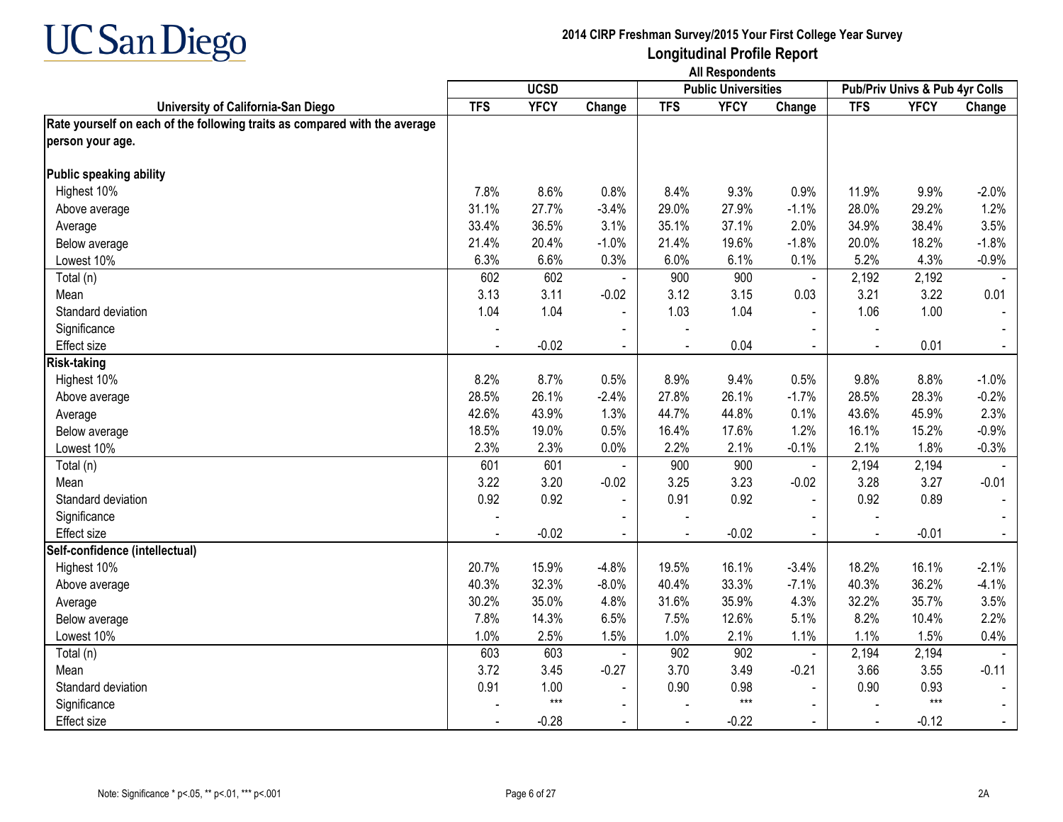# 2014 CIRP Freshman Survey/2015 Your First College Year Survey

## Longitudinal Profile Report

All Respondents

| University of California-San Diego | UCSD | | | Public Universities | | | Pub/Priv Univs & Pub 4yr Colls | | |
|---|---|---|---|---|---|---|---|---|---|
| | TFS | YFCY | Change | TFS | YFCY | Change | TFS | YFCY | Change |
| **Rate yourself on each of the following traits as compared with the average person your age.** | | | | | | | | | |
| **Public speaking ability** | | | | | | | | | |
| Highest 10% | 7.8% | 8.6% | 0.8% | 8.4% | 9.3% | 0.9% | 11.9% | 9.9% | -2.0% |
| Above average | 31.1% | 27.7% | -3.4% | 29.0% | 27.9% | -1.1% | 28.0% | 29.2% | 1.2% |
| Average | 33.4% | 36.5% | 3.1% | 35.1% | 37.1% | 2.0% | 34.9% | 38.4% | 3.5% |
| Below average | 21.4% | 20.4% | -1.0% | 21.4% | 19.6% | -1.8% | 20.0% | 18.2% | -1.8% |
| Lowest 10% | 6.3% | 6.6% | 0.3% | 6.0% | 6.1% | 0.1% | 5.2% | 4.3% | -0.9% |
| Total (n) | 602 | 602 | - | 900 | 900 | - | 2,192 | 2,192 | - |
| Mean | 3.13 | 3.11 | -0.02 | 3.12 | 3.15 | 0.03 | 3.21 | 3.22 | 0.01 |
| Standard deviation | 1.04 | 1.04 | - | 1.03 | 1.04 | - | 1.06 | 1.00 | - |
| Significance | - | | - | - | | - | - | | - |
| Effect size | - | -0.02 | - | - | 0.04 | - | - | 0.01 | - |
| **Risk-taking** | | | | | | | | | |
| Highest 10% | 8.2% | 8.7% | 0.5% | 8.9% | 9.4% | 0.5% | 9.8% | 8.8% | -1.0% |
| Above average | 28.5% | 26.1% | -2.4% | 27.8% | 26.1% | -1.7% | 28.5% | 28.3% | -0.2% |
| Average | 42.6% | 43.9% | 1.3% | 44.7% | 44.8% | 0.1% | 43.6% | 45.9% | 2.3% |
| Below average | 18.5% | 19.0% | 0.5% | 16.4% | 17.6% | 1.2% | 16.1% | 15.2% | -0.9% |
| Lowest 10% | 2.3% | 2.3% | 0.0% | 2.2% | 2.1% | -0.1% | 2.1% | 1.8% | -0.3% |
| Total (n) | 601 | 601 | - | 900 | 900 | - | 2,194 | 2,194 | - |
| Mean | 3.22 | 3.20 | -0.02 | 3.25 | 3.23 | -0.02 | 3.28 | 3.27 | -0.01 |
| Standard deviation | 0.92 | 0.92 | - | 0.91 | 0.92 | - | 0.92 | 0.89 | - |
| Significance | - | | - | - | | - | - | | - |
| Effect size | - | -0.02 | - | - | -0.02 | - | - | -0.01 | - |
| **Self-confidence (intellectual)** | | | | | | | | | |
| Highest 10% | 20.7% | 15.9% | -4.8% | 19.5% | 16.1% | -3.4% | 18.2% | 16.1% | -2.1% |
| Above average | 40.3% | 32.3% | -8.0% | 40.4% | 33.3% | -7.1% | 40.3% | 36.2% | -4.1% |
| Average | 30.2% | 35.0% | 4.8% | 31.6% | 35.9% | 4.3% | 32.2% | 35.7% | 3.5% |
| Below average | 7.8% | 14.3% | 6.5% | 7.5% | 12.6% | 5.1% | 8.2% | 10.4% | 2.2% |
| Lowest 10% | 1.0% | 2.5% | 1.5% | 1.0% | 2.1% | 1.1% | 1.1% | 1.5% | 0.4% |
| Total (n) | 603 | 603 | - | 902 | 902 | - | 2,194 | 2,194 | - |
| Mean | 3.72 | 3.45 | -0.27 | 3.70 | 3.49 | -0.21 | 3.66 | 3.55 | -0.11 |
| Standard deviation | 0.91 | 1.00 | - | 0.90 | 0.98 | - | 0.90 | 0.93 | - |
| Significance | - | *** | - | - | *** | - | - | *** | - |
| Effect size | - | -0.28 | - | - | -0.22 | - | - | -0.12 | - |

Note: Significance * p<.05, ** p<.01, *** p<.001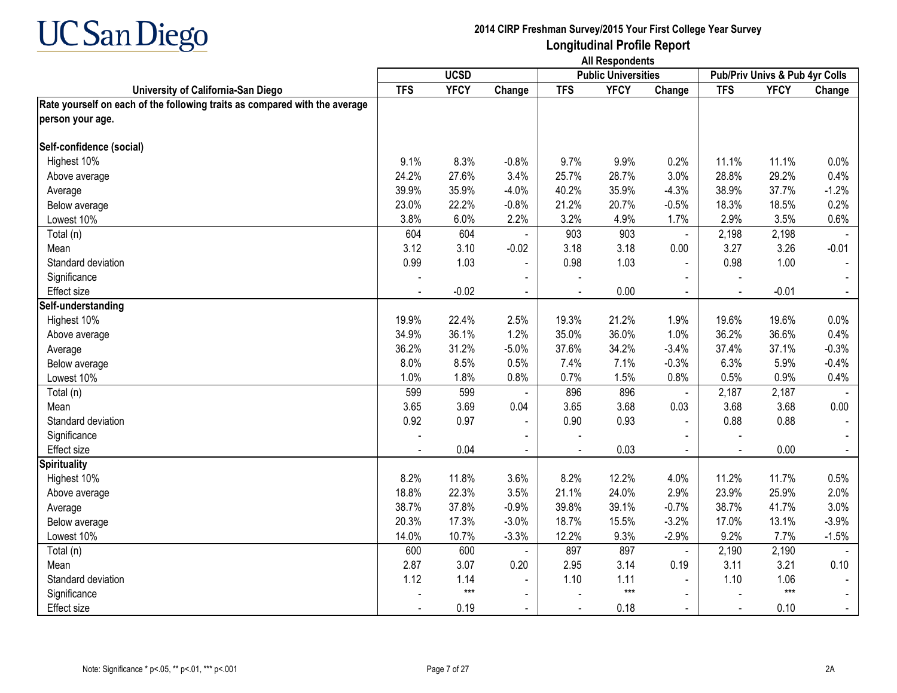# UC San Diego

## 2014 CIRP Freshman Survey/2015 Your First College Year Survey

## Longitudinal Profile Report

### All Respondents

| University of California-San Diego | UCSD | | | Public Universities | | | Pub/Priv Univs & Pub 4yr Colls | | |
|---|---|---|---|---|---|---|---|---|---|
| | TFS | YFCY | Change | TFS | YFCY | Change | TFS | YFCY | Change |
| **Rate yourself on each of the following traits as compared with the average person your age.** | | | | | | | | | |
| **Self-confidence (social)** | | | | | | | | | |
| Highest 10% | 9.1% | 8.3% | -0.8% | 9.7% | 9.9% | 0.2% | 11.1% | 11.1% | 0.0% |
| Above average | 24.2% | 27.6% | 3.4% | 25.7% | 28.7% | 3.0% | 28.8% | 29.2% | 0.4% |
| Average | 39.9% | 35.9% | -4.0% | 40.2% | 35.9% | -4.3% | 38.9% | 37.7% | -1.2% |
| Below average | 23.0% | 22.2% | -0.8% | 21.2% | 20.7% | -0.5% | 18.3% | 18.5% | 0.2% |
| Lowest 10% | 3.8% | 6.0% | 2.2% | 3.2% | 4.9% | 1.7% | 2.9% | 3.5% | 0.6% |
| Total (n) | 604 | 604 | - | 903 | 903 | - | 2,198 | 2,198 | - |
| Mean | 3.12 | 3.10 | -0.02 | 3.18 | 3.18 | 0.00 | 3.27 | 3.26 | -0.01 |
| Standard deviation | 0.99 | 1.03 | - | 0.98 | 1.03 | - | 0.98 | 1.00 | - |
| Significance | - | | - | - | | - | - | | - |
| Effect size | - | -0.02 | - | - | 0.00 | - | - | -0.01 | - |
| **Self-understanding** | | | | | | | | | |
| Highest 10% | 19.9% | 22.4% | 2.5% | 19.3% | 21.2% | 1.9% | 19.6% | 19.6% | 0.0% |
| Above average | 34.9% | 36.1% | 1.2% | 35.0% | 36.0% | 1.0% | 36.2% | 36.6% | 0.4% |
| Average | 36.2% | 31.2% | -5.0% | 37.6% | 34.2% | -3.4% | 37.4% | 37.1% | -0.3% |
| Below average | 8.0% | 8.5% | 0.5% | 7.4% | 7.1% | -0.3% | 6.3% | 5.9% | -0.4% |
| Lowest 10% | 1.0% | 1.8% | 0.8% | 0.7% | 1.5% | 0.8% | 0.5% | 0.9% | 0.4% |
| Total (n) | 599 | 599 | - | 896 | 896 | - | 2,187 | 2,187 | - |
| Mean | 3.65 | 3.69 | 0.04 | 3.65 | 3.68 | 0.03 | 3.68 | 3.68 | 0.00 |
| Standard deviation | 0.92 | 0.97 | - | 0.90 | 0.93 | - | 0.88 | 0.88 | - |
| Significance | - | | - | - | | - | - | | - |
| Effect size | - | 0.04 | - | - | 0.03 | - | - | 0.00 | - |
| **Spirituality** | | | | | | | | | |
| Highest 10% | 8.2% | 11.8% | 3.6% | 8.2% | 12.2% | 4.0% | 11.2% | 11.7% | 0.5% |
| Above average | 18.8% | 22.3% | 3.5% | 21.1% | 24.0% | 2.9% | 23.9% | 25.9% | 2.0% |
| Average | 38.7% | 37.8% | -0.9% | 39.8% | 39.1% | -0.7% | 38.7% | 41.7% | 3.0% |
| Below average | 20.3% | 17.3% | -3.0% | 18.7% | 15.5% | -3.2% | 17.0% | 13.1% | -3.9% |
| Lowest 10% | 14.0% | 10.7% | -3.3% | 12.2% | 9.3% | -2.9% | 9.2% | 7.7% | -1.5% |
| Total (n) | 600 | 600 | - | 897 | 897 | - | 2,190 | 2,190 | - |
| Mean | 2.87 | 3.07 | 0.20 | 2.95 | 3.14 | 0.19 | 3.11 | 3.21 | 0.10 |
| Standard deviation | 1.12 | 1.14 | - | 1.10 | 1.11 | - | 1.10 | 1.06 | - |
| Significance | - | *** | - | - | *** | - | - | *** | - |
| Effect size | - | 0.19 | - | - | 0.18 | - | - | 0.10 | - |

Note: Significance * p<.05, ** p<.01, *** p<.001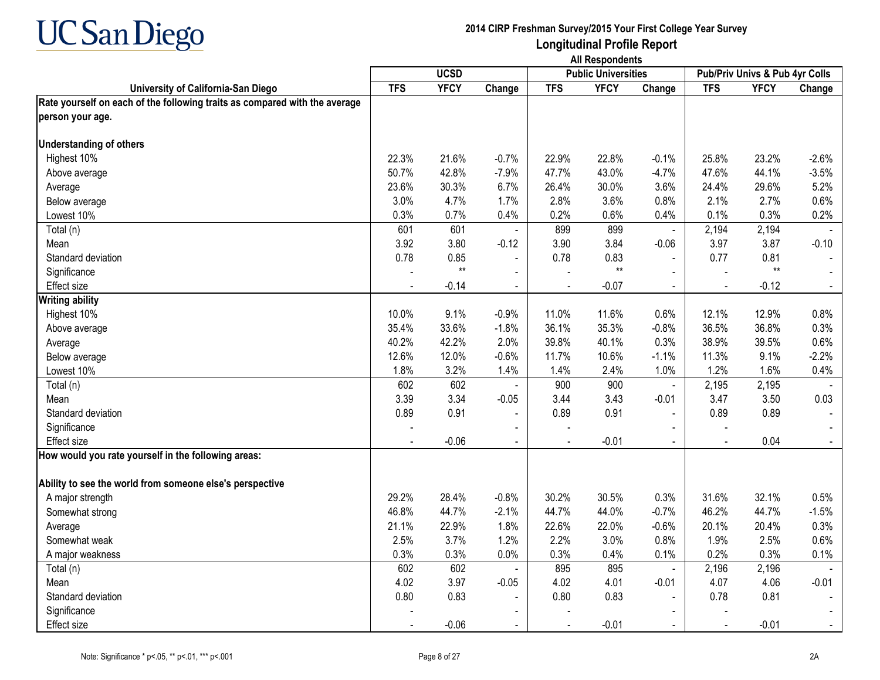# UC San Diego

## 2014 CIRP Freshman Survey/2015 Your First College Year Survey
## Longitudinal Profile Report
### All Respondents

| University of California-San Diego | UCSD | | | Public Universities | | | Pub/Priv Univs & Pub 4yr Colls | | |
|---|---|---|---|---|---|---|---|---|---|
| | TFS | YFCY | Change | TFS | YFCY | Change | TFS | YFCY | Change |
| **Rate yourself on each of the following traits as compared with the average person your age.** | | | | | | | | | |
| **Understanding of others** | | | | | | | | | |
| Highest 10% | 22.3% | 21.6% | -0.7% | 22.9% | 22.8% | -0.1% | 25.8% | 23.2% | -2.6% |
| Above average | 50.7% | 42.8% | -7.9% | 47.7% | 43.0% | -4.7% | 47.6% | 44.1% | -3.5% |
| Average | 23.6% | 30.3% | 6.7% | 26.4% | 30.0% | 3.6% | 24.4% | 29.6% | 5.2% |
| Below average | 3.0% | 4.7% | 1.7% | 2.8% | 3.6% | 0.8% | 2.1% | 2.7% | 0.6% |
| Lowest 10% | 0.3% | 0.7% | 0.4% | 0.2% | 0.6% | 0.4% | 0.1% | 0.3% | 0.2% |
| Total (n) | 601 | 601 | - | 899 | 899 | - | 2,194 | 2,194 | - |
| Mean | 3.92 | 3.80 | -0.12 | 3.90 | 3.84 | -0.06 | 3.97 | 3.87 | -0.10 |
| Standard deviation | 0.78 | 0.85 | - | 0.78 | 0.83 | - | 0.77 | 0.81 | - |
| Significance | - | ** | - | - | ** | - | - | ** | - |
| Effect size | - | -0.14 | - | - | -0.07 | - | - | -0.12 | - |
| **Writing ability** | | | | | | | | | |
| Highest 10% | 10.0% | 9.1% | -0.9% | 11.0% | 11.6% | 0.6% | 12.1% | 12.9% | 0.8% |
| Above average | 35.4% | 33.6% | -1.8% | 36.1% | 35.3% | -0.8% | 36.5% | 36.8% | 0.3% |
| Average | 40.2% | 42.2% | 2.0% | 39.8% | 40.1% | 0.3% | 38.9% | 39.5% | 0.6% |
| Below average | 12.6% | 12.0% | -0.6% | 11.7% | 10.6% | -1.1% | 11.3% | 9.1% | -2.2% |
| Lowest 10% | 1.8% | 3.2% | 1.4% | 1.4% | 2.4% | 1.0% | 1.2% | 1.6% | 0.4% |
| Total (n) | 602 | 602 | - | 900 | 900 | - | 2,195 | 2,195 | - |
| Mean | 3.39 | 3.34 | -0.05 | 3.44 | 3.43 | -0.01 | 3.47 | 3.50 | 0.03 |
| Standard deviation | 0.89 | 0.91 | - | 0.89 | 0.91 | - | 0.89 | 0.89 | - |
| Significance | - | | - | - | | - | - | | - |
| Effect size | - | -0.06 | - | - | -0.01 | - | - | 0.04 | - |
| **How would you rate yourself in the following areas:** | | | | | | | | | |
| **Ability to see the world from someone else's perspective** | | | | | | | | | |
| A major strength | 29.2% | 28.4% | -0.8% | 30.2% | 30.5% | 0.3% | 31.6% | 32.1% | 0.5% |
| Somewhat strong | 46.8% | 44.7% | -2.1% | 44.7% | 44.0% | -0.7% | 46.2% | 44.7% | -1.5% |
| Average | 21.1% | 22.9% | 1.8% | 22.6% | 22.0% | -0.6% | 20.1% | 20.4% | 0.3% |
| Somewhat weak | 2.5% | 3.7% | 1.2% | 2.2% | 3.0% | 0.8% | 1.9% | 2.5% | 0.6% |
| A major weakness | 0.3% | 0.3% | 0.0% | 0.3% | 0.4% | 0.1% | 0.2% | 0.3% | 0.1% |
| Total (n) | 602 | 602 | - | 895 | 895 | - | 2,196 | 2,196 | - |
| Mean | 4.02 | 3.97 | -0.05 | 4.02 | 4.01 | -0.01 | 4.07 | 4.06 | -0.01 |
| Standard deviation | 0.80 | 0.83 | - | 0.80 | 0.83 | - | 0.78 | 0.81 | - |
| Significance | - | | - | - | | - | - | | - |
| Effect size | - | -0.06 | - | - | -0.01 | - | - | -0.01 | - |

Note: Significance * p<.05, ** p<.01, *** p<.001

2A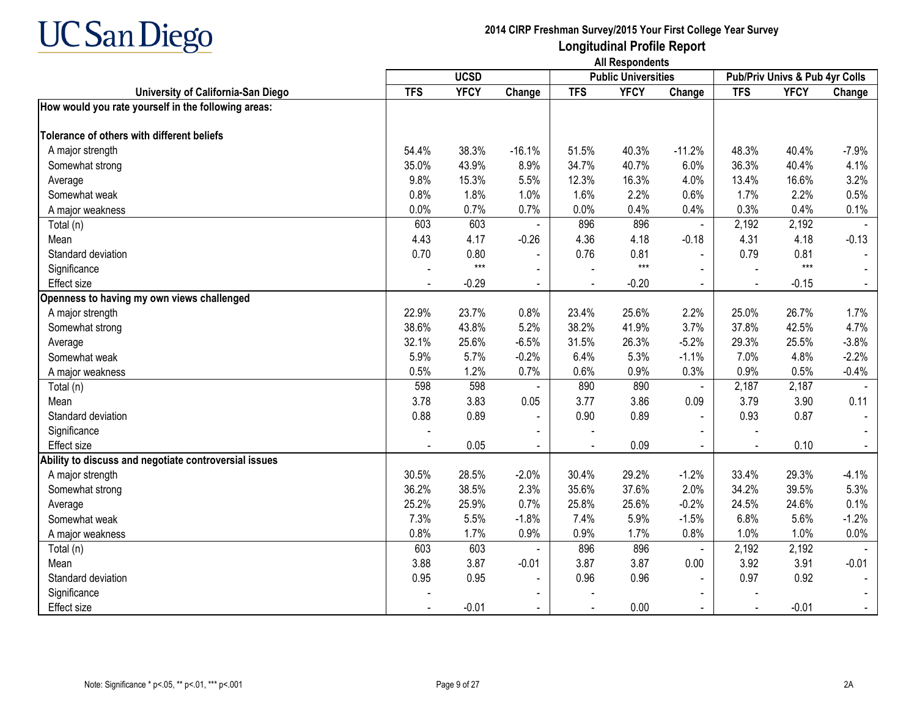# 2014 CIRP Freshman Survey/2015 Your First College Year Survey

## Longitudinal Profile Report

### All Respondents

| University of California-San Diego | UCSD | | | Public Universities | | | Pub/Priv Univs & Pub 4yr Colls | | |
|---|---|---|---|---|---|---|---|---|---|
| | TFS | YFCY | Change | TFS | YFCY | Change | TFS | YFCY | Change |
| **How would you rate yourself in the following areas:** | | | | | | | | | |
| **Tolerance of others with different beliefs** | | | | | | | | | |
| A major strength | 54.4% | 38.3% | -16.1% | 51.5% | 40.3% | -11.2% | 48.3% | 40.4% | -7.9% |
| Somewhat strong | 35.0% | 43.9% | 8.9% | 34.7% | 40.7% | 6.0% | 36.3% | 40.4% | 4.1% |
| Average | 9.8% | 15.3% | 5.5% | 12.3% | 16.3% | 4.0% | 13.4% | 16.6% | 3.2% |
| Somewhat weak | 0.8% | 1.8% | 1.0% | 1.6% | 2.2% | 0.6% | 1.7% | 2.2% | 0.5% |
| A major weakness | 0.0% | 0.7% | 0.7% | 0.0% | 0.4% | 0.4% | 0.3% | 0.4% | 0.1% |
| Total (n) | 603 | 603 | - | 896 | 896 | - | 2,192 | 2,192 | - |
| Mean | 4.43 | 4.17 | -0.26 | 4.36 | 4.18 | -0.18 | 4.31 | 4.18 | -0.13 |
| Standard deviation | 0.70 | 0.80 | - | 0.76 | 0.81 | - | 0.79 | 0.81 | - |
| Significance | - | *** | - | - | *** | - | - | *** | - |
| Effect size | - | -0.29 | - | - | -0.20 | - | - | -0.15 | - |
| **Openness to having my own views challenged** | | | | | | | | | |
| A major strength | 22.9% | 23.7% | 0.8% | 23.4% | 25.6% | 2.2% | 25.0% | 26.7% | 1.7% |
| Somewhat strong | 38.6% | 43.8% | 5.2% | 38.2% | 41.9% | 3.7% | 37.8% | 42.5% | 4.7% |
| Average | 32.1% | 25.6% | -6.5% | 31.5% | 26.3% | -5.2% | 29.3% | 25.5% | -3.8% |
| Somewhat weak | 5.9% | 5.7% | -0.2% | 6.4% | 5.3% | -1.1% | 7.0% | 4.8% | -2.2% |
| A major weakness | 0.5% | 1.2% | 0.7% | 0.6% | 0.9% | 0.3% | 0.9% | 0.5% | -0.4% |
| Total (n) | 598 | 598 | - | 890 | 890 | - | 2,187 | 2,187 | - |
| Mean | 3.78 | 3.83 | 0.05 | 3.77 | 3.86 | 0.09 | 3.79 | 3.90 | 0.11 |
| Standard deviation | 0.88 | 0.89 | - | 0.90 | 0.89 | - | 0.93 | 0.87 | - |
| Significance | - | | - | - | | - | - | | - |
| Effect size | - | 0.05 | - | - | 0.09 | - | - | 0.10 | - |
| **Ability to discuss and negotiate controversial issues** | | | | | | | | | |
| A major strength | 30.5% | 28.5% | -2.0% | 30.4% | 29.2% | -1.2% | 33.4% | 29.3% | -4.1% |
| Somewhat strong | 36.2% | 38.5% | 2.3% | 35.6% | 37.6% | 2.0% | 34.2% | 39.5% | 5.3% |
| Average | 25.2% | 25.9% | 0.7% | 25.8% | 25.6% | -0.2% | 24.5% | 24.6% | 0.1% |
| Somewhat weak | 7.3% | 5.5% | -1.8% | 7.4% | 5.9% | -1.5% | 6.8% | 5.6% | -1.2% |
| A major weakness | 0.8% | 1.7% | 0.9% | 0.9% | 1.7% | 0.8% | 1.0% | 1.0% | 0.0% |
| Total (n) | 603 | 603 | - | 896 | 896 | - | 2,192 | 2,192 | - |
| Mean | 3.88 | 3.87 | -0.01 | 3.87 | 3.87 | 0.00 | 3.92 | 3.91 | -0.01 |
| Standard deviation | 0.95 | 0.95 | - | 0.96 | 0.96 | - | 0.97 | 0.92 | - |
| Significance | - | | - | - | | - | - | | - |
| Effect size | - | -0.01 | - | - | 0.00 | - | - | -0.01 | - |

Note: Significance * p<.05, ** p<.01, *** p<.001

2A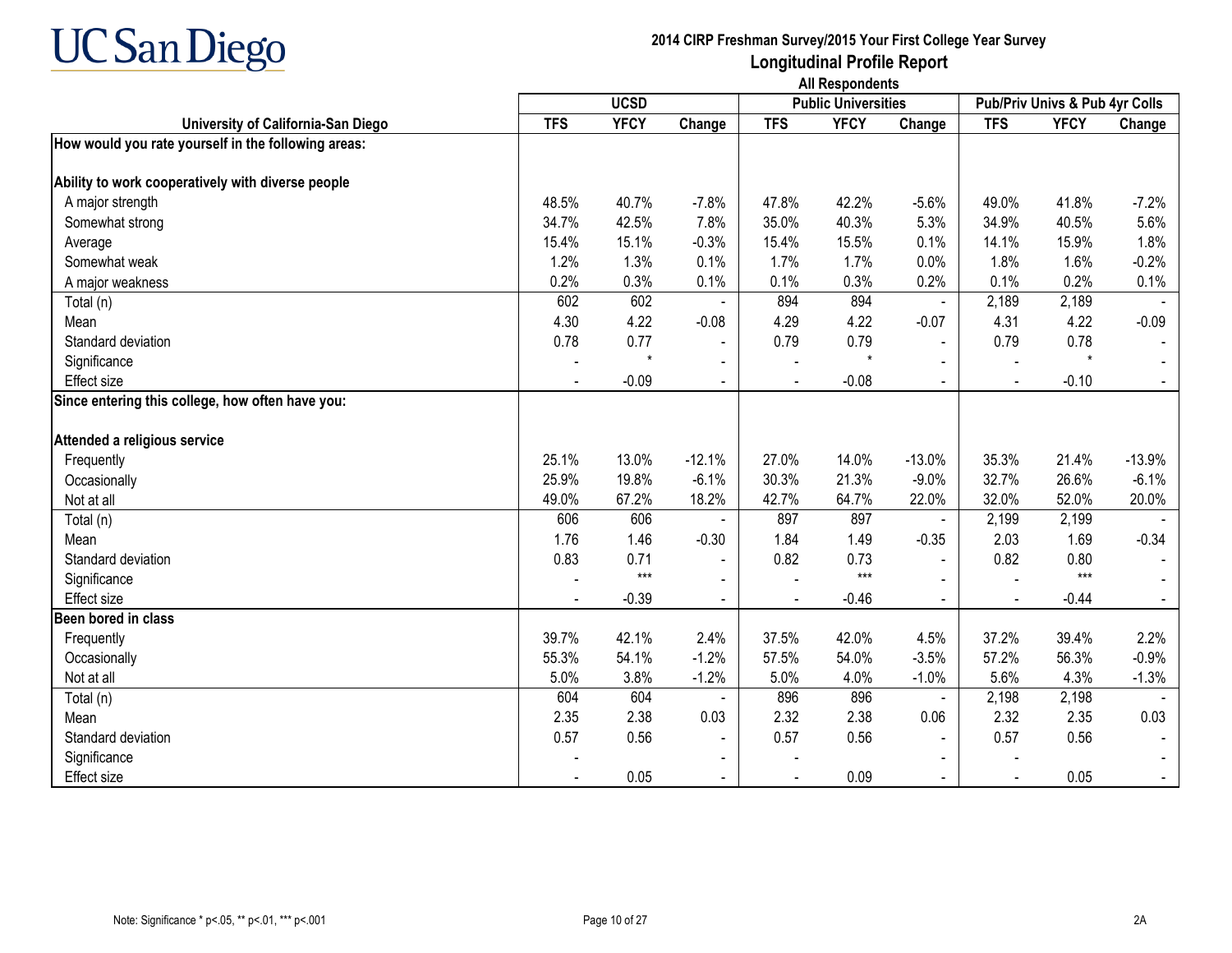# UC San Diego

**2014 CIRP Freshman Survey/2015 Your First College Year Survey**
**Longitudinal Profile Report**
**All Respondents**

| University of California-San Diego | UCSD | | | Public Universities | | | Pub/Priv Univs & Pub 4yr Colls | | |
|---|---|---|---|---|---|---|---|---|---|
| | TFS | YFCY | Change | TFS | YFCY | Change | TFS | YFCY | Change |
| **How would you rate yourself in the following areas:** | | | | | | | | | |
| **Ability to work cooperatively with diverse people** | | | | | | | | | |
| A major strength | 48.5% | 40.7% | -7.8% | 47.8% | 42.2% | -5.6% | 49.0% | 41.8% | -7.2% |
| Somewhat strong | 34.7% | 42.5% | 7.8% | 35.0% | 40.3% | 5.3% | 34.9% | 40.5% | 5.6% |
| Average | 15.4% | 15.1% | -0.3% | 15.4% | 15.5% | 0.1% | 14.1% | 15.9% | 1.8% |
| Somewhat weak | 1.2% | 1.3% | 0.1% | 1.7% | 1.7% | 0.0% | 1.8% | 1.6% | -0.2% |
| A major weakness | 0.2% | 0.3% | 0.1% | 0.1% | 0.3% | 0.2% | 0.1% | 0.2% | 0.1% |
| Total (n) | 602 | 602 | - | 894 | 894 | - | 2,189 | 2,189 | - |
| Mean | 4.30 | 4.22 | -0.08 | 4.29 | 4.22 | -0.07 | 4.31 | 4.22 | -0.09 |
| Standard deviation | 0.78 | 0.77 | - | 0.79 | 0.79 | - | 0.79 | 0.78 | - |
| Significance | - | * | - | - | * | - | - | * | - |
| Effect size | - | -0.09 | - | - | -0.08 | - | - | -0.10 | - |
| **Since entering this college, how often have you:** | | | | | | | | | |
| **Attended a religious service** | | | | | | | | | |
| Frequently | 25.1% | 13.0% | -12.1% | 27.0% | 14.0% | -13.0% | 35.3% | 21.4% | -13.9% |
| Occasionally | 25.9% | 19.8% | -6.1% | 30.3% | 21.3% | -9.0% | 32.7% | 26.6% | -6.1% |
| Not at all | 49.0% | 67.2% | 18.2% | 42.7% | 64.7% | 22.0% | 32.0% | 52.0% | 20.0% |
| Total (n) | 606 | 606 | - | 897 | 897 | - | 2,199 | 2,199 | - |
| Mean | 1.76 | 1.46 | -0.30 | 1.84 | 1.49 | -0.35 | 2.03 | 1.69 | -0.34 |
| Standard deviation | 0.83 | 0.71 | - | 0.82 | 0.73 | - | 0.82 | 0.80 | - |
| Significance | - | *** | - | - | *** | - | - | *** | - |
| Effect size | - | -0.39 | - | - | -0.46 | - | - | -0.44 | - |
| **Been bored in class** | | | | | | | | | |
| Frequently | 39.7% | 42.1% | 2.4% | 37.5% | 42.0% | 4.5% | 37.2% | 39.4% | 2.2% |
| Occasionally | 55.3% | 54.1% | -1.2% | 57.5% | 54.0% | -3.5% | 57.2% | 56.3% | -0.9% |
| Not at all | 5.0% | 3.8% | -1.2% | 5.0% | 4.0% | -1.0% | 5.6% | 4.3% | -1.3% |
| Total (n) | 604 | 604 | - | 896 | 896 | - | 2,198 | 2,198 | - |
| Mean | 2.35 | 2.38 | 0.03 | 2.32 | 2.38 | 0.06 | 2.32 | 2.35 | 0.03 |
| Standard deviation | 0.57 | 0.56 | - | 0.57 | 0.56 | - | 0.57 | 0.56 | - |
| Significance | - | | - | - | | - | - | | - |
| Effect size | - | 0.05 | - | - | 0.09 | - | - | 0.05 | - |

Note: Significance * p<.05, ** p<.01, *** p<.001

2A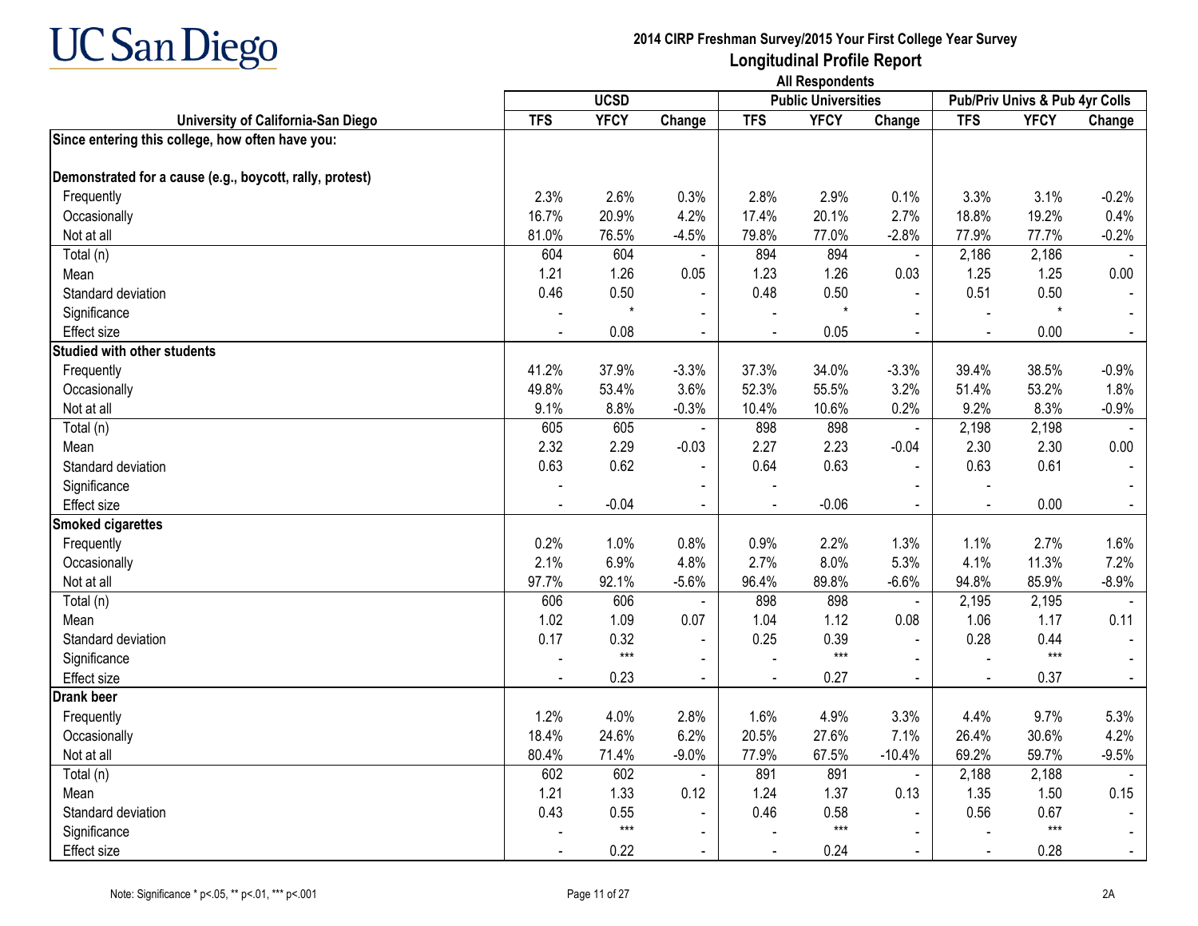# UC San Diego

**2014 CIRP Freshman Survey/2015 Your First College Year Survey**

**Longitudinal Profile Report**

**All Respondents**

| University of California-San Diego | UCSD | | | Public Universities | | | Pub/Priv Univs & Pub 4yr Colls | | |
|---|---|---|---|---|---|---|---|---|---|
| | TFS | YFCY | Change | TFS | YFCY | Change | TFS | YFCY | Change |
| **Since entering this college, how often have you:** | | | | | | | | | |
| **Demonstrated for a cause (e.g., boycott, rally, protest)** | | | | | | | | | |
| Frequently | 2.3% | 2.6% | 0.3% | 2.8% | 2.9% | 0.1% | 3.3% | 3.1% | -0.2% |
| Occasionally | 16.7% | 20.9% | 4.2% | 17.4% | 20.1% | 2.7% | 18.8% | 19.2% | 0.4% |
| Not at all | 81.0% | 76.5% | -4.5% | 79.8% | 77.0% | -2.8% | 77.9% | 77.7% | -0.2% |
| Total (n) | 604 | 604 | - | 894 | 894 | - | 2,186 | 2,186 | - |
| Mean | 1.21 | 1.26 | 0.05 | 1.23 | 1.26 | 0.03 | 1.25 | 1.25 | 0.00 |
| Standard deviation | 0.46 | 0.50 | - | 0.48 | 0.50 | - | 0.51 | 0.50 | - |
| Significance | - | * | - | - | * | - | - | * | - |
| Effect size | - | 0.08 | - | - | 0.05 | - | - | 0.00 | - |
| **Studied with other students** | | | | | | | | | |
| Frequently | 41.2% | 37.9% | -3.3% | 37.3% | 34.0% | -3.3% | 39.4% | 38.5% | -0.9% |
| Occasionally | 49.8% | 53.4% | 3.6% | 52.3% | 55.5% | 3.2% | 51.4% | 53.2% | 1.8% |
| Not at all | 9.1% | 8.8% | -0.3% | 10.4% | 10.6% | 0.2% | 9.2% | 8.3% | -0.9% |
| Total (n) | 605 | 605 | - | 898 | 898 | - | 2,198 | 2,198 | - |
| Mean | 2.32 | 2.29 | -0.03 | 2.27 | 2.23 | -0.04 | 2.30 | 2.30 | 0.00 |
| Standard deviation | 0.63 | 0.62 | - | 0.64 | 0.63 | - | 0.63 | 0.61 | - |
| Significance | - | | - | - | | - | - | | - |
| Effect size | - | -0.04 | - | - | -0.06 | - | - | 0.00 | - |
| **Smoked cigarettes** | | | | | | | | | |
| Frequently | 0.2% | 1.0% | 0.8% | 0.9% | 2.2% | 1.3% | 1.1% | 2.7% | 1.6% |
| Occasionally | 2.1% | 6.9% | 4.8% | 2.7% | 8.0% | 5.3% | 4.1% | 11.3% | 7.2% |
| Not at all | 97.7% | 92.1% | -5.6% | 96.4% | 89.8% | -6.6% | 94.8% | 85.9% | -8.9% |
| Total (n) | 606 | 606 | - | 898 | 898 | - | 2,195 | 2,195 | - |
| Mean | 1.02 | 1.09 | 0.07 | 1.04 | 1.12 | 0.08 | 1.06 | 1.17 | 0.11 |
| Standard deviation | 0.17 | 0.32 | - | 0.25 | 0.39 | - | 0.28 | 0.44 | - |
| Significance | - | *** | - | - | *** | - | - | *** | - |
| Effect size | - | 0.23 | - | - | 0.27 | - | - | 0.37 | - |
| **Drank beer** | | | | | | | | | |
| Frequently | 1.2% | 4.0% | 2.8% | 1.6% | 4.9% | 3.3% | 4.4% | 9.7% | 5.3% |
| Occasionally | 18.4% | 24.6% | 6.2% | 20.5% | 27.6% | 7.1% | 26.4% | 30.6% | 4.2% |
| Not at all | 80.4% | 71.4% | -9.0% | 77.9% | 67.5% | -10.4% | 69.2% | 59.7% | -9.5% |
| Total (n) | 602 | 602 | - | 891 | 891 | - | 2,188 | 2,188 | - |
| Mean | 1.21 | 1.33 | 0.12 | 1.24 | 1.37 | 0.13 | 1.35 | 1.50 | 0.15 |
| Standard deviation | 0.43 | 0.55 | - | 0.46 | 0.58 | - | 0.56 | 0.67 | - |
| Significance | - | *** | - | - | *** | - | - | *** | - |
| Effect size | - | 0.22 | - | - | 0.24 | - | - | 0.28 | - |

Note: Significance * $p<.05$, ** $p<.01$, *** $p<.001$

2A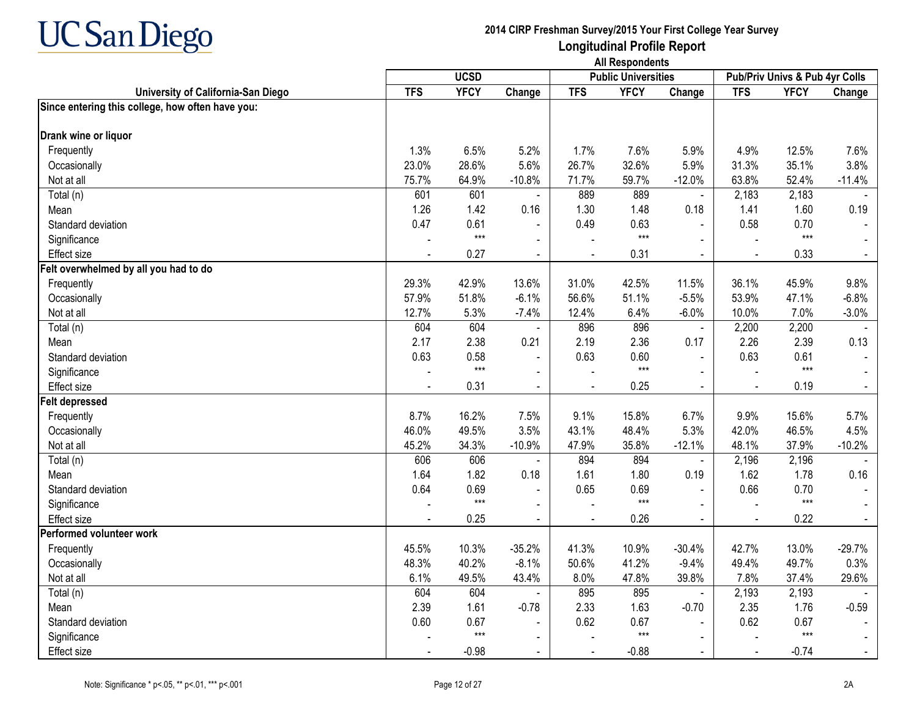# 2014 CIRP Freshman Survey/2015 Your First College Year Survey

## Longitudinal Profile Report

### All Respondents

| University of California-San Diego | UCSD | | | Public Universities | | | Pub/Priv Univs & Pub 4yr Colls | | |
|---|---|---|---|---|---|---|---|---|---|
| | TFS | YFCY | Change | TFS | YFCY | Change | TFS | YFCY | Change |
| **Since entering this college, how often have you:** | | | | | | | | | |
| **Drank wine or liquor** | | | | | | | | | |
| Frequently | 1.3% | 6.5% | 5.2% | 1.7% | 7.6% | 5.9% | 4.9% | 12.5% | 7.6% |
| Occasionally | 23.0% | 28.6% | 5.6% | 26.7% | 32.6% | 5.9% | 31.3% | 35.1% | 3.8% |
| Not at all | 75.7% | 64.9% | -10.8% | 71.7% | 59.7% | -12.0% | 63.8% | 52.4% | -11.4% |
| Total (n) | 601 | 601 | - | 889 | 889 | - | 2,183 | 2,183 | - |
| Mean | 1.26 | 1.42 | 0.16 | 1.30 | 1.48 | 0.18 | 1.41 | 1.60 | 0.19 |
| Standard deviation | 0.47 | 0.61 | - | 0.49 | 0.63 | - | 0.58 | 0.70 | - |
| Significance | - | *** | - | - | *** | - | - | *** | - |
| Effect size | - | 0.27 | - | - | 0.31 | - | - | 0.33 | - |
| **Felt overwhelmed by all you had to do** | | | | | | | | | |
| Frequently | 29.3% | 42.9% | 13.6% | 31.0% | 42.5% | 11.5% | 36.1% | 45.9% | 9.8% |
| Occasionally | 57.9% | 51.8% | -6.1% | 56.6% | 51.1% | -5.5% | 53.9% | 47.1% | -6.8% |
| Not at all | 12.7% | 5.3% | -7.4% | 12.4% | 6.4% | -6.0% | 10.0% | 7.0% | -3.0% |
| Total (n) | 604 | 604 | - | 896 | 896 | - | 2,200 | 2,200 | - |
| Mean | 2.17 | 2.38 | 0.21 | 2.19 | 2.36 | 0.17 | 2.26 | 2.39 | 0.13 |
| Standard deviation | 0.63 | 0.58 | - | 0.63 | 0.60 | - | 0.63 | 0.61 | - |
| Significance | - | *** | - | - | *** | - | - | *** | - |
| Effect size | - | 0.31 | - | - | 0.25 | - | - | 0.19 | - |
| **Felt depressed** | | | | | | | | | |
| Frequently | 8.7% | 16.2% | 7.5% | 9.1% | 15.8% | 6.7% | 9.9% | 15.6% | 5.7% |
| Occasionally | 46.0% | 49.5% | 3.5% | 43.1% | 48.4% | 5.3% | 42.0% | 46.5% | 4.5% |
| Not at all | 45.2% | 34.3% | -10.9% | 47.9% | 35.8% | -12.1% | 48.1% | 37.9% | -10.2% |
| Total (n) | 606 | 606 | - | 894 | 894 | - | 2,196 | 2,196 | - |
| Mean | 1.64 | 1.82 | 0.18 | 1.61 | 1.80 | 0.19 | 1.62 | 1.78 | 0.16 |
| Standard deviation | 0.64 | 0.69 | - | 0.65 | 0.69 | - | 0.66 | 0.70 | - |
| Significance | - | *** | - | - | *** | - | - | *** | - |
| Effect size | - | 0.25 | - | - | 0.26 | - | - | 0.22 | - |
| **Performed volunteer work** | | | | | | | | | |
| Frequently | 45.5% | 10.3% | -35.2% | 41.3% | 10.9% | -30.4% | 42.7% | 13.0% | -29.7% |
| Occasionally | 48.3% | 40.2% | -8.1% | 50.6% | 41.2% | -9.4% | 49.4% | 49.7% | 0.3% |
| Not at all | 6.1% | 49.5% | 43.4% | 8.0% | 47.8% | 39.8% | 7.8% | 37.4% | 29.6% |
| Total (n) | 604 | 604 | - | 895 | 895 | - | 2,193 | 2,193 | - |
| Mean | 2.39 | 1.61 | -0.78 | 2.33 | 1.63 | -0.70 | 2.35 | 1.76 | -0.59 |
| Standard deviation | 0.60 | 0.67 | - | 0.62 | 0.67 | - | 0.62 | 0.67 | - |
| Significance | - | *** | - | - | *** | - | - | *** | - |
| Effect size | - | -0.98 | - | - | -0.88 | - | - | -0.74 | - |

Note: Significance * p<.05, ** p<.01, *** p<.001

2A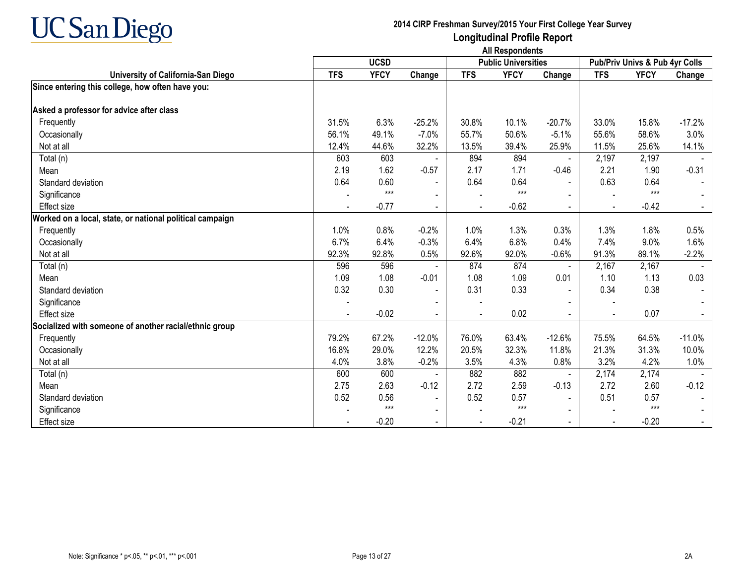UC San Diego

# 2014 CIRP Freshman Survey/2015 Your First College Year Survey

## Longitudinal Profile Report

### All Respondents

| | UCSD | | | Public Universities | | | Pub/Priv Univs & Pub 4yr Colls | | |
|---|---|---|---|---|---|---|---|---|---|
| **University of California-San Diego** | **TFS** | **YFCY** | **Change** | **TFS** | **YFCY** | **Change** | **TFS** | **YFCY** | **Change** |
| **Since entering this college, how often have you:** | | | | | | | | | |
| **Asked a professor for advice after class** | | | | | | | | | |
| Frequently | 31.5% | 6.3% | -25.2% | 30.8% | 10.1% | -20.7% | 33.0% | 15.8% | -17.2% |
| Occasionally | 56.1% | 49.1% | -7.0% | 55.7% | 50.6% | -5.1% | 55.6% | 58.6% | 3.0% |
| Not at all | 12.4% | 44.6% | 32.2% | 13.5% | 39.4% | 25.9% | 11.5% | 25.6% | 14.1% |
| Total (n) | 603 | 603 | - | 894 | 894 | - | 2,197 | 2,197 | - |
| Mean | 2.19 | 1.62 | -0.57 | 2.17 | 1.71 | -0.46 | 2.21 | 1.90 | -0.31 |
| Standard deviation | 0.64 | 0.60 | - | 0.64 | 0.64 | - | 0.63 | 0.64 | - |
| Significance | - | *** | - | - | *** | - | - | *** | - |
| Effect size | - | -0.77 | - | - | -0.62 | - | - | -0.42 | - |
| **Worked on a local, state, or national political campaign** | | | | | | | | | |
| Frequently | 1.0% | 0.8% | -0.2% | 1.0% | 1.3% | 0.3% | 1.3% | 1.8% | 0.5% |
| Occasionally | 6.7% | 6.4% | -0.3% | 6.4% | 6.8% | 0.4% | 7.4% | 9.0% | 1.6% |
| Not at all | 92.3% | 92.8% | 0.5% | 92.6% | 92.0% | -0.6% | 91.3% | 89.1% | -2.2% |
| Total (n) | 596 | 596 | - | 874 | 874 | - | 2,167 | 2,167 | - |
| Mean | 1.09 | 1.08 | -0.01 | 1.08 | 1.09 | 0.01 | 1.10 | 1.13 | 0.03 |
| Standard deviation | 0.32 | 0.30 | - | 0.31 | 0.33 | - | 0.34 | 0.38 | - |
| Significance | - | | - | - | | - | - | | - |
| Effect size | - | -0.02 | - | - | 0.02 | - | - | 0.07 | - |
| **Socialized with someone of another racial/ethnic group** | | | | | | | | | |
| Frequently | 79.2% | 67.2% | -12.0% | 76.0% | 63.4% | -12.6% | 75.5% | 64.5% | -11.0% |
| Occasionally | 16.8% | 29.0% | 12.2% | 20.5% | 32.3% | 11.8% | 21.3% | 31.3% | 10.0% |
| Not at all | 4.0% | 3.8% | -0.2% | 3.5% | 4.3% | 0.8% | 3.2% | 4.2% | 1.0% |
| Total (n) | 600 | 600 | - | 882 | 882 | - | 2,174 | 2,174 | - |
| Mean | 2.75 | 2.63 | -0.12 | 2.72 | 2.59 | -0.13 | 2.72 | 2.60 | -0.12 |
| Standard deviation | 0.52 | 0.56 | - | 0.52 | 0.57 | - | 0.51 | 0.57 | - |
| Significance | - | *** | - | - | *** | - | - | *** | - |
| Effect size | - | -0.20 | - | - | -0.21 | - | - | -0.20 | - |

Note: Significance * p<.05, ** p<.01, *** p<.001

2A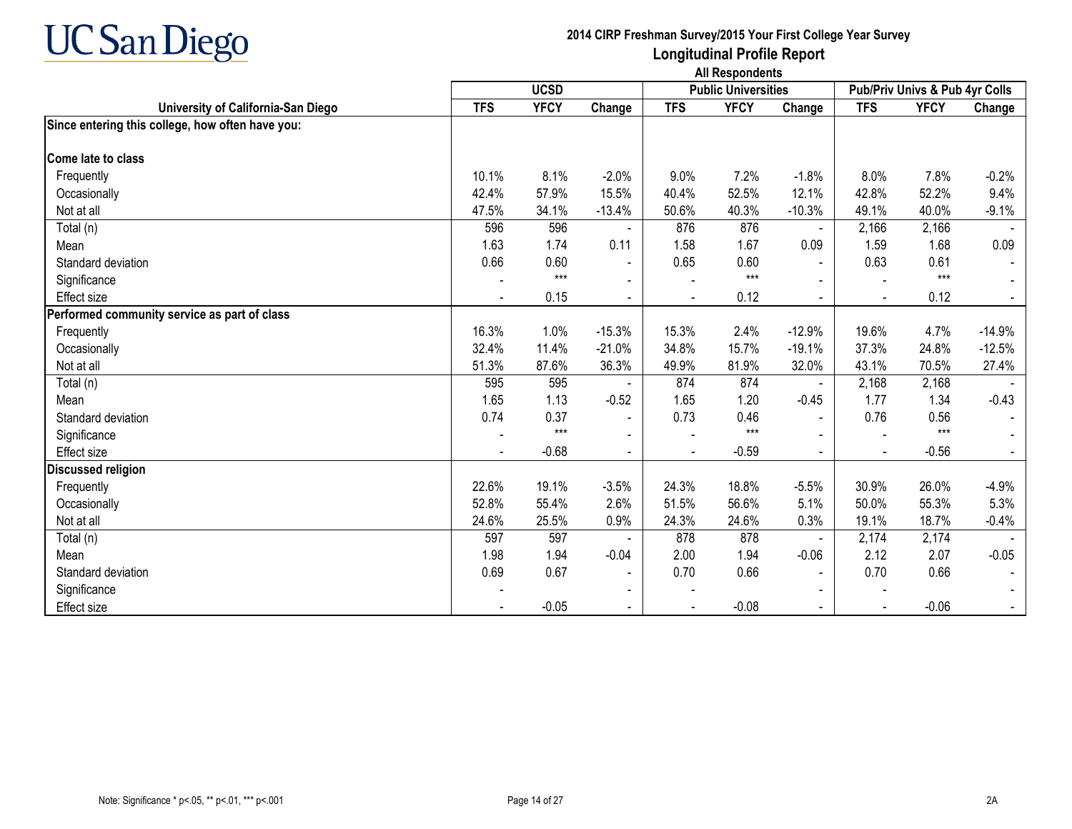# 2014 CIRP Freshman Survey/2015 Your First College Year Survey

## Longitudinal Profile Report

### All Respondents

| University of California-San Diego | UCSD | | | Public Universities | | | Pub/Priv Univs & Pub 4yr Colls | | |
|---|---|---|---|---|---|---|---|---|---|
| | TFS | YFCY | Change | TFS | YFCY | Change | TFS | YFCY | Change |
| **Since entering this college, how often have you:** | | | | | | | | | |
| **Come late to class** | | | | | | | | | |
| Frequently | 10.1% | 8.1% | -2.0% | 9.0% | 7.2% | -1.8% | 8.0% | 7.8% | -0.2% |
| Occasionally | 42.4% | 57.9% | 15.5% | 40.4% | 52.5% | 12.1% | 42.8% | 52.2% | 9.4% |
| Not at all | 47.5% | 34.1% | -13.4% | 50.6% | 40.3% | -10.3% | 49.1% | 40.0% | -9.1% |
| Total (n) | 596 | 596 | - | 876 | 876 | - | 2,166 | 2,166 | - |
| Mean | 1.63 | 1.74 | 0.11 | 1.58 | 1.67 | 0.09 | 1.59 | 1.68 | 0.09 |
| Standard deviation | 0.66 | 0.60 | - | 0.65 | 0.60 | - | 0.63 | 0.61 | - |
| Significance | - | *** | - | - | *** | - | - | *** | - |
| Effect size | - | 0.15 | - | - | 0.12 | - | - | 0.12 | - |
| **Performed community service as part of class** | | | | | | | | | |
| Frequently | 16.3% | 1.0% | -15.3% | 15.3% | 2.4% | -12.9% | 19.6% | 4.7% | -14.9% |
| Occasionally | 32.4% | 11.4% | -21.0% | 34.8% | 15.7% | -19.1% | 37.3% | 24.8% | -12.5% |
| Not at all | 51.3% | 87.6% | 36.3% | 49.9% | 81.9% | 32.0% | 43.1% | 70.5% | 27.4% |
| Total (n) | 595 | 595 | - | 874 | 874 | - | 2,168 | 2,168 | - |
| Mean | 1.65 | 1.13 | -0.52 | 1.65 | 1.20 | -0.45 | 1.77 | 1.34 | -0.43 |
| Standard deviation | 0.74 | 0.37 | - | 0.73 | 0.46 | - | 0.76 | 0.56 | - |
| Significance | - | *** | - | - | *** | - | - | *** | - |
| Effect size | - | -0.68 | - | - | -0.59 | - | - | -0.56 | - |
| **Discussed religion** | | | | | | | | | |
| Frequently | 22.6% | 19.1% | -3.5% | 24.3% | 18.8% | -5.5% | 30.9% | 26.0% | -4.9% |
| Occasionally | 52.8% | 55.4% | 2.6% | 51.5% | 56.6% | 5.1% | 50.0% | 55.3% | 5.3% |
| Not at all | 24.6% | 25.5% | 0.9% | 24.3% | 24.6% | 0.3% | 19.1% | 18.7% | -0.4% |
| Total (n) | 597 | 597 | - | 878 | 878 | - | 2,174 | 2,174 | - |
| Mean | 1.98 | 1.94 | -0.04 | 2.00 | 1.94 | -0.06 | 2.12 | 2.07 | -0.05 |
| Standard deviation | 0.69 | 0.67 | - | 0.70 | 0.66 | - | 0.70 | 0.66 | - |
| Significance | - | | - | - | | - | - | | - |
| Effect size | - | -0.05 | - | - | -0.08 | - | - | -0.06 | - |

Note: Significance * p<.05, ** p<.01, *** p<.001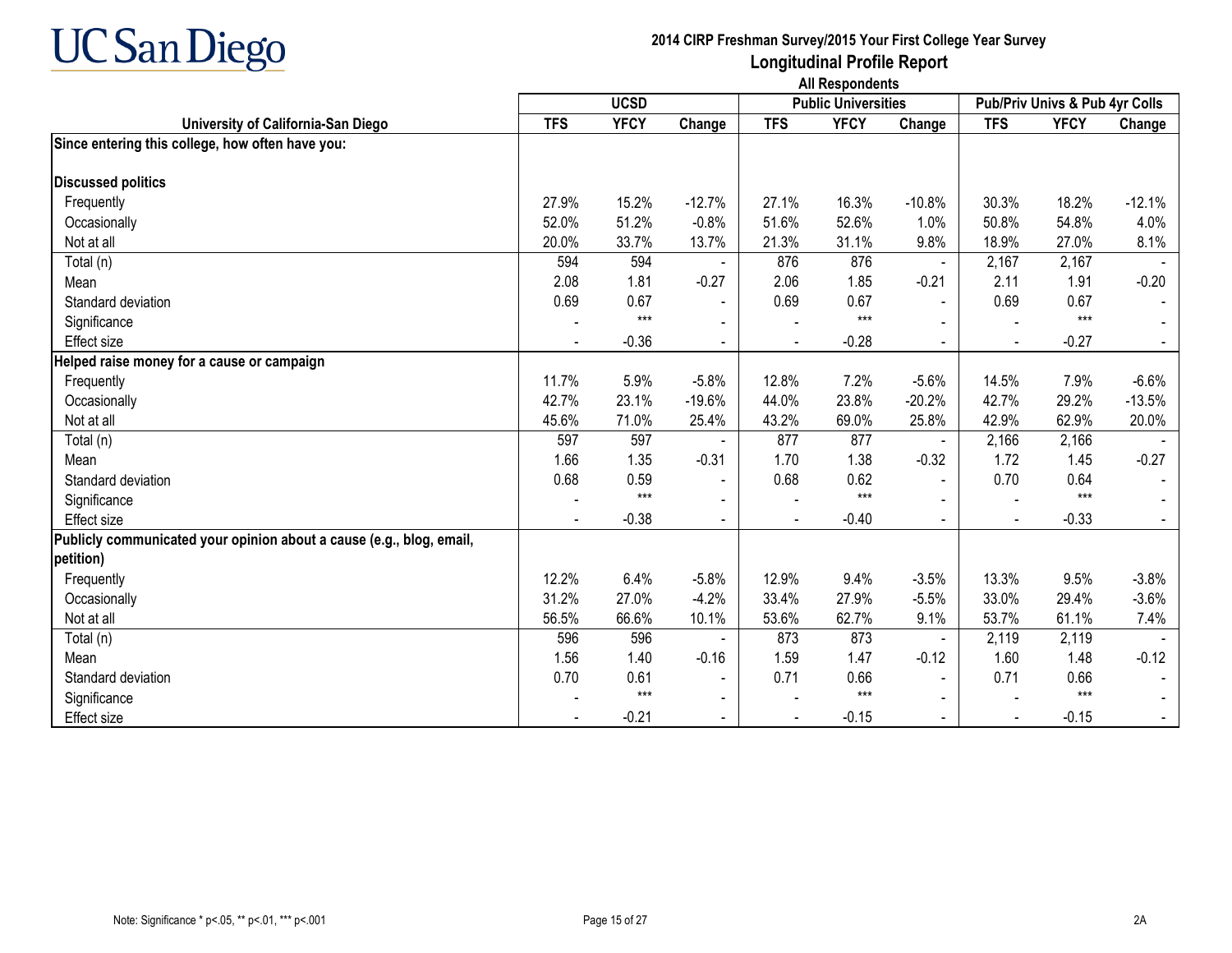# 2014 CIRP Freshman Survey/2015 Your First College Year Survey

## Longitudinal Profile Report

### All Respondents

| University of California-San Diego | UCSD | | | Public Universities | | | Pub/Priv Univs & Pub 4yr Colls | | |
|---|---|---|---|---|---|---|---|---|---|
| | TFS | YFCY | Change | TFS | YFCY | Change | TFS | YFCY | Change |
| **Since entering this college, how often have you:** | | | | | | | | | |
| **Discussed politics** | | | | | | | | | |
| Frequently | 27.9% | 15.2% | -12.7% | 27.1% | 16.3% | -10.8% | 30.3% | 18.2% | -12.1% |
| Occasionally | 52.0% | 51.2% | -0.8% | 51.6% | 52.6% | 1.0% | 50.8% | 54.8% | 4.0% |
| Not at all | 20.0% | 33.7% | 13.7% | 21.3% | 31.1% | 9.8% | 18.9% | 27.0% | 8.1% |
| Total (n) | 594 | 594 | - | 876 | 876 | - | 2,167 | 2,167 | - |
| Mean | 2.08 | 1.81 | -0.27 | 2.06 | 1.85 | -0.21 | 2.11 | 1.91 | -0.20 |
| Standard deviation | 0.69 | 0.67 | - | 0.69 | 0.67 | - | 0.69 | 0.67 | - |
| Significance | - | *** | - | - | *** | - | - | *** | - |
| Effect size | - | -0.36 | - | - | -0.28 | - | - | -0.27 | - |
| **Helped raise money for a cause or campaign** | | | | | | | | | |
| Frequently | 11.7% | 5.9% | -5.8% | 12.8% | 7.2% | -5.6% | 14.5% | 7.9% | -6.6% |
| Occasionally | 42.7% | 23.1% | -19.6% | 44.0% | 23.8% | -20.2% | 42.7% | 29.2% | -13.5% |
| Not at all | 45.6% | 71.0% | 25.4% | 43.2% | 69.0% | 25.8% | 42.9% | 62.9% | 20.0% |
| Total (n) | 597 | 597 | - | 877 | 877 | - | 2,166 | 2,166 | - |
| Mean | 1.66 | 1.35 | -0.31 | 1.70 | 1.38 | -0.32 | 1.72 | 1.45 | -0.27 |
| Standard deviation | 0.68 | 0.59 | - | 0.68 | 0.62 | - | 0.70 | 0.64 | - |
| Significance | - | *** | - | - | *** | - | - | *** | - |
| Effect size | - | -0.38 | - | - | -0.40 | - | - | -0.33 | - |
| **Publicly communicated your opinion about a cause (e.g., blog, email, petition)** | | | | | | | | | |
| Frequently | 12.2% | 6.4% | -5.8% | 12.9% | 9.4% | -3.5% | 13.3% | 9.5% | -3.8% |
| Occasionally | 31.2% | 27.0% | -4.2% | 33.4% | 27.9% | -5.5% | 33.0% | 29.4% | -3.6% |
| Not at all | 56.5% | 66.6% | 10.1% | 53.6% | 62.7% | 9.1% | 53.7% | 61.1% | 7.4% |
| Total (n) | 596 | 596 | - | 873 | 873 | - | 2,119 | 2,119 | - |
| Mean | 1.56 | 1.40 | -0.16 | 1.59 | 1.47 | -0.12 | 1.60 | 1.48 | -0.12 |
| Standard deviation | 0.70 | 0.61 | - | 0.71 | 0.66 | - | 0.71 | 0.66 | - |
| Significance | - | *** | - | - | *** | - | - | *** | - |
| Effect size | - | -0.21 | - | - | -0.15 | - | - | -0.15 | - |

Note: Significance * p<.05, ** p<.01, *** p<.001

2A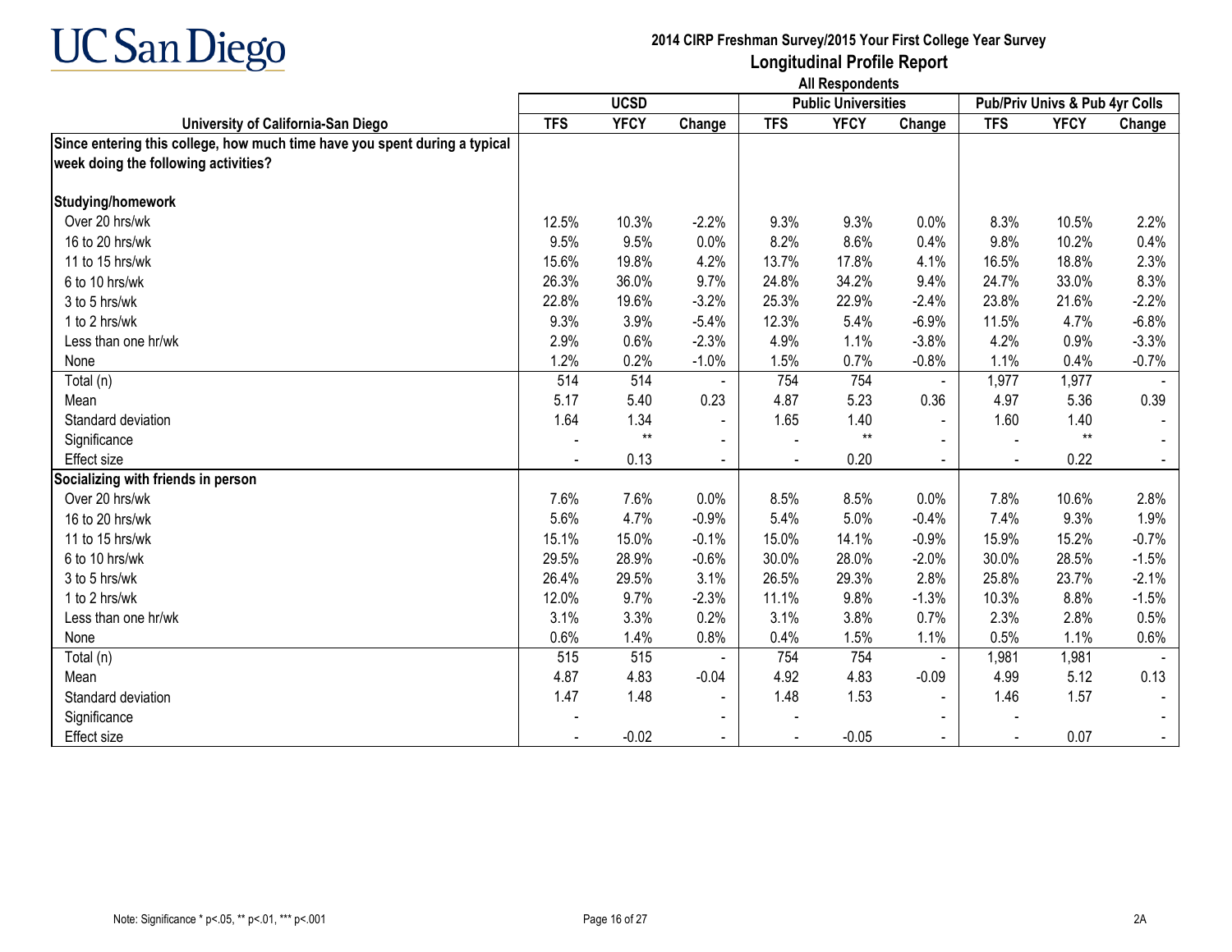# UC San Diego

**2014 CIRP Freshman Survey/2015 Your First College Year Survey**

**Longitudinal Profile Report**

**All Respondents**

| University of California-San Diego | UCSD | | | Public Universities | | | Pub/Priv Univs & Pub 4yr Colls | | |
|---|---|---|---|---|---|---|---|---|---|
| | TFS | YFCY | Change | TFS | YFCY | Change | TFS | YFCY | Change |
| **Since entering this college, how much time have you spent during a typical week doing the following activities?** | | | | | | | | | |
| **Studying/homework** | | | | | | | | | |
| Over 20 hrs/wk | 12.5% | 10.3% | -2.2% | 9.3% | 9.3% | 0.0% | 8.3% | 10.5% | 2.2% |
| 16 to 20 hrs/wk | 9.5% | 9.5% | 0.0% | 8.2% | 8.6% | 0.4% | 9.8% | 10.2% | 0.4% |
| 11 to 15 hrs/wk | 15.6% | 19.8% | 4.2% | 13.7% | 17.8% | 4.1% | 16.5% | 18.8% | 2.3% |
| 6 to 10 hrs/wk | 26.3% | 36.0% | 9.7% | 24.8% | 34.2% | 9.4% | 24.7% | 33.0% | 8.3% |
| 3 to 5 hrs/wk | 22.8% | 19.6% | -3.2% | 25.3% | 22.9% | -2.4% | 23.8% | 21.6% | -2.2% |
| 1 to 2 hrs/wk | 9.3% | 3.9% | -5.4% | 12.3% | 5.4% | -6.9% | 11.5% | 4.7% | -6.8% |
| Less than one hr/wk | 2.9% | 0.6% | -2.3% | 4.9% | 1.1% | -3.8% | 4.2% | 0.9% | -3.3% |
| None | 1.2% | 0.2% | -1.0% | 1.5% | 0.7% | -0.8% | 1.1% | 0.4% | -0.7% |
| Total (n) | 514 | 514 | - | 754 | 754 | - | 1,977 | 1,977 | - |
| Mean | 5.17 | 5.40 | 0.23 | 4.87 | 5.23 | 0.36 | 4.97 | 5.36 | 0.39 |
| Standard deviation | 1.64 | 1.34 | - | 1.65 | 1.40 | - | 1.60 | 1.40 | - |
| Significance | - | ** | - | - | ** | - | - | ** | - |
| Effect size | - | 0.13 | - | - | 0.20 | - | - | 0.22 | - |
| **Socializing with friends in person** | | | | | | | | | |
| Over 20 hrs/wk | 7.6% | 7.6% | 0.0% | 8.5% | 8.5% | 0.0% | 7.8% | 10.6% | 2.8% |
| 16 to 20 hrs/wk | 5.6% | 4.7% | -0.9% | 5.4% | 5.0% | -0.4% | 7.4% | 9.3% | 1.9% |
| 11 to 15 hrs/wk | 15.1% | 15.0% | -0.1% | 15.0% | 14.1% | -0.9% | 15.9% | 15.2% | -0.7% |
| 6 to 10 hrs/wk | 29.5% | 28.9% | -0.6% | 30.0% | 28.0% | -2.0% | 30.0% | 28.5% | -1.5% |
| 3 to 5 hrs/wk | 26.4% | 29.5% | 3.1% | 26.5% | 29.3% | 2.8% | 25.8% | 23.7% | -2.1% |
| 1 to 2 hrs/wk | 12.0% | 9.7% | -2.3% | 11.1% | 9.8% | -1.3% | 10.3% | 8.8% | -1.5% |
| Less than one hr/wk | 3.1% | 3.3% | 0.2% | 3.1% | 3.8% | 0.7% | 2.3% | 2.8% | 0.5% |
| None | 0.6% | 1.4% | 0.8% | 0.4% | 1.5% | 1.1% | 0.5% | 1.1% | 0.6% |
| Total (n) | 515 | 515 | - | 754 | 754 | - | 1,981 | 1,981 | - |
| Mean | 4.87 | 4.83 | -0.04 | 4.92 | 4.83 | -0.09 | 4.99 | 5.12 | 0.13 |
| Standard deviation | 1.47 | 1.48 | - | 1.48 | 1.53 | - | 1.46 | 1.57 | - |
| Significance | - | | - | - | | - | - | | - |
| Effect size | - | -0.02 | - | - | -0.05 | - | - | 0.07 | - |

Note: Significance * p<.05, ** p<.01, *** p<.001

2A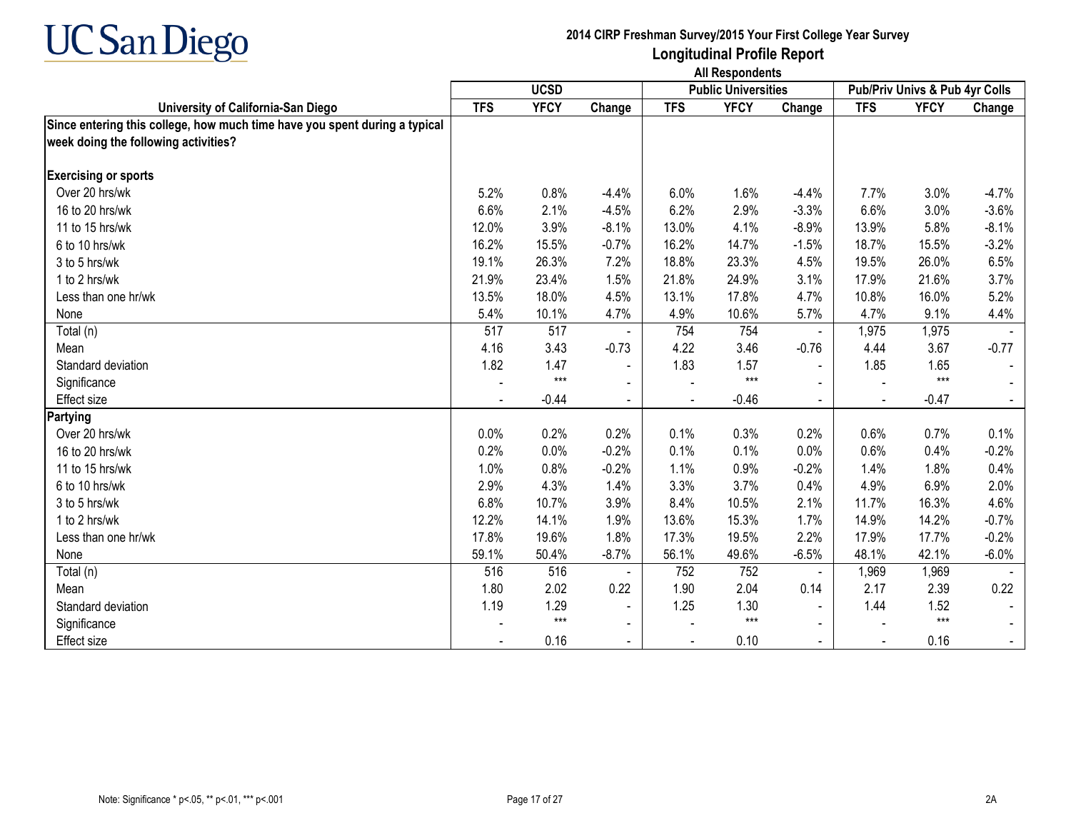# UC San Diego

**2014 CIRP Freshman Survey/2015 Your First College Year Survey**

**Longitudinal Profile Report**

**All Respondents**

| University of California-San Diego | UCSD | | | Public Universities | | | Pub/Priv Univs & Pub 4yr Colls | | |
|---|---|---|---|---|---|---|---|---|---|
| | TFS | YFCY | Change | TFS | YFCY | Change | TFS | YFCY | Change |
| **Since entering this college, how much time have you spent during a typical week doing the following activities?** | | | | | | | | | |
| **Exercising or sports** | | | | | | | | | |
| Over 20 hrs/wk | 5.2% | 0.8% | -4.4% | 6.0% | 1.6% | -4.4% | 7.7% | 3.0% | -4.7% |
| 16 to 20 hrs/wk | 6.6% | 2.1% | -4.5% | 6.2% | 2.9% | -3.3% | 6.6% | 3.0% | -3.6% |
| 11 to 15 hrs/wk | 12.0% | 3.9% | -8.1% | 13.0% | 4.1% | -8.9% | 13.9% | 5.8% | -8.1% |
| 6 to 10 hrs/wk | 16.2% | 15.5% | -0.7% | 16.2% | 14.7% | -1.5% | 18.7% | 15.5% | -3.2% |
| 3 to 5 hrs/wk | 19.1% | 26.3% | 7.2% | 18.8% | 23.3% | 4.5% | 19.5% | 26.0% | 6.5% |
| 1 to 2 hrs/wk | 21.9% | 23.4% | 1.5% | 21.8% | 24.9% | 3.1% | 17.9% | 21.6% | 3.7% |
| Less than one hr/wk | 13.5% | 18.0% | 4.5% | 13.1% | 17.8% | 4.7% | 10.8% | 16.0% | 5.2% |
| None | 5.4% | 10.1% | 4.7% | 4.9% | 10.6% | 5.7% | 4.7% | 9.1% | 4.4% |
| Total (n) | 517 | 517 | - | 754 | 754 | - | 1,975 | 1,975 | - |
| Mean | 4.16 | 3.43 | -0.73 | 4.22 | 3.46 | -0.76 | 4.44 | 3.67 | -0.77 |
| Standard deviation | 1.82 | 1.47 | - | 1.83 | 1.57 | - | 1.85 | 1.65 | - |
| Significance | - | *** | - | - | *** | - | - | *** | - |
| Effect size | - | -0.44 | - | - | -0.46 | - | - | -0.47 | - |
| **Partying** | | | | | | | | | |
| Over 20 hrs/wk | 0.0% | 0.2% | 0.2% | 0.1% | 0.3% | 0.2% | 0.6% | 0.7% | 0.1% |
| 16 to 20 hrs/wk | 0.2% | 0.0% | -0.2% | 0.1% | 0.1% | 0.0% | 0.6% | 0.4% | -0.2% |
| 11 to 15 hrs/wk | 1.0% | 0.8% | -0.2% | 1.1% | 0.9% | -0.2% | 1.4% | 1.8% | 0.4% |
| 6 to 10 hrs/wk | 2.9% | 4.3% | 1.4% | 3.3% | 3.7% | 0.4% | 4.9% | 6.9% | 2.0% |
| 3 to 5 hrs/wk | 6.8% | 10.7% | 3.9% | 8.4% | 10.5% | 2.1% | 11.7% | 16.3% | 4.6% |
| 1 to 2 hrs/wk | 12.2% | 14.1% | 1.9% | 13.6% | 15.3% | 1.7% | 14.9% | 14.2% | -0.7% |
| Less than one hr/wk | 17.8% | 19.6% | 1.8% | 17.3% | 19.5% | 2.2% | 17.9% | 17.7% | -0.2% |
| None | 59.1% | 50.4% | -8.7% | 56.1% | 49.6% | -6.5% | 48.1% | 42.1% | -6.0% |
| Total (n) | 516 | 516 | - | 752 | 752 | - | 1,969 | 1,969 | - |
| Mean | 1.80 | 2.02 | 0.22 | 1.90 | 2.04 | 0.14 | 2.17 | 2.39 | 0.22 |
| Standard deviation | 1.19 | 1.29 | - | 1.25 | 1.30 | - | 1.44 | 1.52 | - |
| Significance | - | *** | - | - | *** | - | - | *** | - |
| Effect size | - | 0.16 | - | - | 0.10 | - | - | 0.16 | - |

Note: Significance * p<.05, ** p<.01, *** p<.001

2A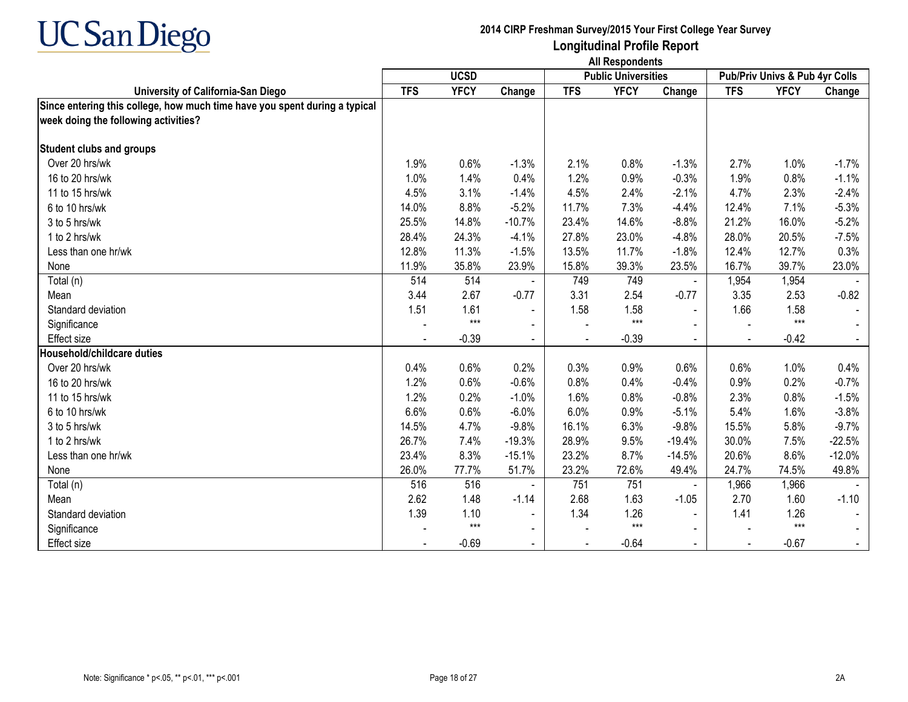# 2014 CIRP Freshman Survey/2015 Your First College Year Survey

## Longitudinal Profile Report

### All Respondents

| University of California-San Diego | UCSD | | | Public Universities | | | Pub/Priv Univs & Pub 4yr Colls | | |
|---|---|---|---|---|---|---|---|---|---|
| | TFS | YFCY | Change | TFS | YFCY | Change | TFS | YFCY | Change |
| **Since entering this college, how much time have you spent during a typical week doing the following activities?** | | | | | | | | | |
| **Student clubs and groups** | | | | | | | | | |
| Over 20 hrs/wk | 1.9% | 0.6% | -1.3% | 2.1% | 0.8% | -1.3% | 2.7% | 1.0% | -1.7% |
| 16 to 20 hrs/wk | 1.0% | 1.4% | 0.4% | 1.2% | 0.9% | -0.3% | 1.9% | 0.8% | -1.1% |
| 11 to 15 hrs/wk | 4.5% | 3.1% | -1.4% | 4.5% | 2.4% | -2.1% | 4.7% | 2.3% | -2.4% |
| 6 to 10 hrs/wk | 14.0% | 8.8% | -5.2% | 11.7% | 7.3% | -4.4% | 12.4% | 7.1% | -5.3% |
| 3 to 5 hrs/wk | 25.5% | 14.8% | -10.7% | 23.4% | 14.6% | -8.8% | 21.2% | 16.0% | -5.2% |
| 1 to 2 hrs/wk | 28.4% | 24.3% | -4.1% | 27.8% | 23.0% | -4.8% | 28.0% | 20.5% | -7.5% |
| Less than one hr/wk | 12.8% | 11.3% | -1.5% | 13.5% | 11.7% | -1.8% | 12.4% | 12.7% | 0.3% |
| None | 11.9% | 35.8% | 23.9% | 15.8% | 39.3% | 23.5% | 16.7% | 39.7% | 23.0% |
| Total (n) | 514 | 514 | - | 749 | 749 | - | 1,954 | 1,954 | - |
| Mean | 3.44 | 2.67 | -0.77 | 3.31 | 2.54 | -0.77 | 3.35 | 2.53 | -0.82 |
| Standard deviation | 1.51 | 1.61 | - | 1.58 | 1.58 | - | 1.66 | 1.58 | - |
| Significance | - | *** | - | - | *** | - | - | *** | - |
| Effect size | - | -0.39 | - | - | -0.39 | - | - | -0.42 | - |
| **Household/childcare duties** | | | | | | | | | |
| Over 20 hrs/wk | 0.4% | 0.6% | 0.2% | 0.3% | 0.9% | 0.6% | 0.6% | 1.0% | 0.4% |
| 16 to 20 hrs/wk | 1.2% | 0.6% | -0.6% | 0.8% | 0.4% | -0.4% | 0.9% | 0.2% | -0.7% |
| 11 to 15 hrs/wk | 1.2% | 0.2% | -1.0% | 1.6% | 0.8% | -0.8% | 2.3% | 0.8% | -1.5% |
| 6 to 10 hrs/wk | 6.6% | 0.6% | -6.0% | 6.0% | 0.9% | -5.1% | 5.4% | 1.6% | -3.8% |
| 3 to 5 hrs/wk | 14.5% | 4.7% | -9.8% | 16.1% | 6.3% | -9.8% | 15.5% | 5.8% | -9.7% |
| 1 to 2 hrs/wk | 26.7% | 7.4% | -19.3% | 28.9% | 9.5% | -19.4% | 30.0% | 7.5% | -22.5% |
| Less than one hr/wk | 23.4% | 8.3% | -15.1% | 23.2% | 8.7% | -14.5% | 20.6% | 8.6% | -12.0% |
| None | 26.0% | 77.7% | 51.7% | 23.2% | 72.6% | 49.4% | 24.7% | 74.5% | 49.8% |
| Total (n) | 516 | 516 | - | 751 | 751 | - | 1,966 | 1,966 | - |
| Mean | 2.62 | 1.48 | -1.14 | 2.68 | 1.63 | -1.05 | 2.70 | 1.60 | -1.10 |
| Standard deviation | 1.39 | 1.10 | - | 1.34 | 1.26 | - | 1.41 | 1.26 | - |
| Significance | - | *** | - | - | *** | - | - | *** | - |
| Effect size | - | -0.69 | - | - | -0.64 | - | - | -0.67 | - |

Note: Significance * p<.05, ** p<.01, *** p<.001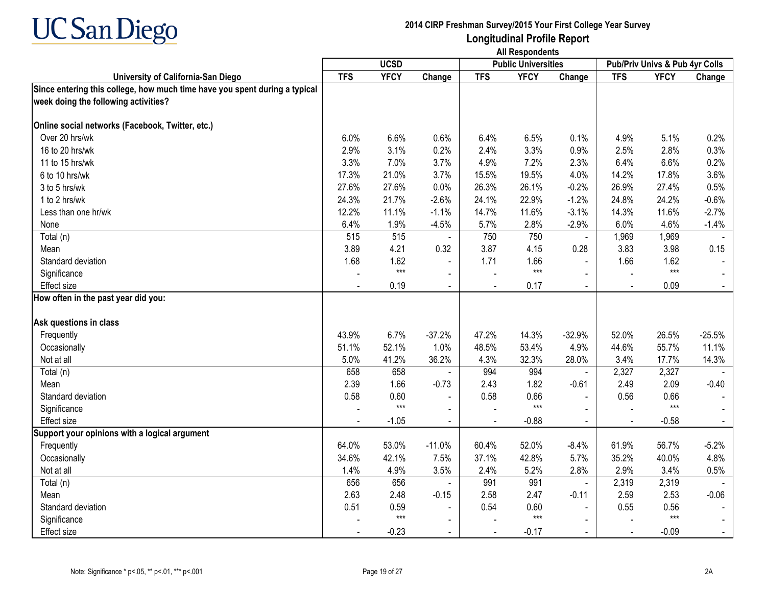# UC San Diego

## 2014 CIRP Freshman Survey/2015 Your First College Year Survey
## Longitudinal Profile Report
### All Respondents

| University of California-San Diego | UCSD | | | Public Universities | | | Pub/Priv Univs & Pub 4yr Colls | | |
|---|---|---|---|---|---|---|---|---|---|
| | TFS | YFCY | Change | TFS | YFCY | Change | TFS | YFCY | Change |
| **Since entering this college, how much time have you spent during a typical week doing the following activities?** | | | | | | | | | |
| **Online social networks (Facebook, Twitter, etc.)** | | | | | | | | | |
| Over 20 hrs/wk | 6.0% | 6.6% | 0.6% | 6.4% | 6.5% | 0.1% | 4.9% | 5.1% | 0.2% |
| 16 to 20 hrs/wk | 2.9% | 3.1% | 0.2% | 2.4% | 3.3% | 0.9% | 2.5% | 2.8% | 0.3% |
| 11 to 15 hrs/wk | 3.3% | 7.0% | 3.7% | 4.9% | 7.2% | 2.3% | 6.4% | 6.6% | 0.2% |
| 6 to 10 hrs/wk | 17.3% | 21.0% | 3.7% | 15.5% | 19.5% | 4.0% | 14.2% | 17.8% | 3.6% |
| 3 to 5 hrs/wk | 27.6% | 27.6% | 0.0% | 26.3% | 26.1% | -0.2% | 26.9% | 27.4% | 0.5% |
| 1 to 2 hrs/wk | 24.3% | 21.7% | -2.6% | 24.1% | 22.9% | -1.2% | 24.8% | 24.2% | -0.6% |
| Less than one hr/wk | 12.2% | 11.1% | -1.1% | 14.7% | 11.6% | -3.1% | 14.3% | 11.6% | -2.7% |
| None | 6.4% | 1.9% | -4.5% | 5.7% | 2.8% | -2.9% | 6.0% | 4.6% | -1.4% |
| Total (n) | 515 | 515 | - | 750 | 750 | - | 1,969 | 1,969 | - |
| Mean | 3.89 | 4.21 | 0.32 | 3.87 | 4.15 | 0.28 | 3.83 | 3.98 | 0.15 |
| Standard deviation | 1.68 | 1.62 | - | 1.71 | 1.66 | - | 1.66 | 1.62 | - |
| Significance | - | *** | - | - | *** | - | - | *** | - |
| Effect size | - | 0.19 | - | - | 0.17 | - | - | 0.09 | - |
| **How often in the past year did you:** | | | | | | | | | |
| **Ask questions in class** | | | | | | | | | |
| Frequently | 43.9% | 6.7% | -37.2% | 47.2% | 14.3% | -32.9% | 52.0% | 26.5% | -25.5% |
| Occasionally | 51.1% | 52.1% | 1.0% | 48.5% | 53.4% | 4.9% | 44.6% | 55.7% | 11.1% |
| Not at all | 5.0% | 41.2% | 36.2% | 4.3% | 32.3% | 28.0% | 3.4% | 17.7% | 14.3% |
| Total (n) | 658 | 658 | - | 994 | 994 | - | 2,327 | 2,327 | - |
| Mean | 2.39 | 1.66 | -0.73 | 2.43 | 1.82 | -0.61 | 2.49 | 2.09 | -0.40 |
| Standard deviation | 0.58 | 0.60 | - | 0.58 | 0.66 | - | 0.56 | 0.66 | - |
| Significance | - | *** | - | - | *** | - | - | *** | - |
| Effect size | - | -1.05 | - | - | -0.88 | - | - | -0.58 | - |
| **Support your opinions with a logical argument** | | | | | | | | | |
| Frequently | 64.0% | 53.0% | -11.0% | 60.4% | 52.0% | -8.4% | 61.9% | 56.7% | -5.2% |
| Occasionally | 34.6% | 42.1% | 7.5% | 37.1% | 42.8% | 5.7% | 35.2% | 40.0% | 4.8% |
| Not at all | 1.4% | 4.9% | 3.5% | 2.4% | 5.2% | 2.8% | 2.9% | 3.4% | 0.5% |
| Total (n) | 656 | 656 | - | 991 | 991 | - | 2,319 | 2,319 | - |
| Mean | 2.63 | 2.48 | -0.15 | 2.58 | 2.47 | -0.11 | 2.59 | 2.53 | -0.06 |
| Standard deviation | 0.51 | 0.59 | - | 0.54 | 0.60 | - | 0.55 | 0.56 | - |
| Significance | - | *** | - | - | *** | - | - | *** | - |
| Effect size | - | -0.23 | - | - | -0.17 | - | - | -0.09 | - |

Note: Significance * p<.05, ** p<.01, *** p<.001

2A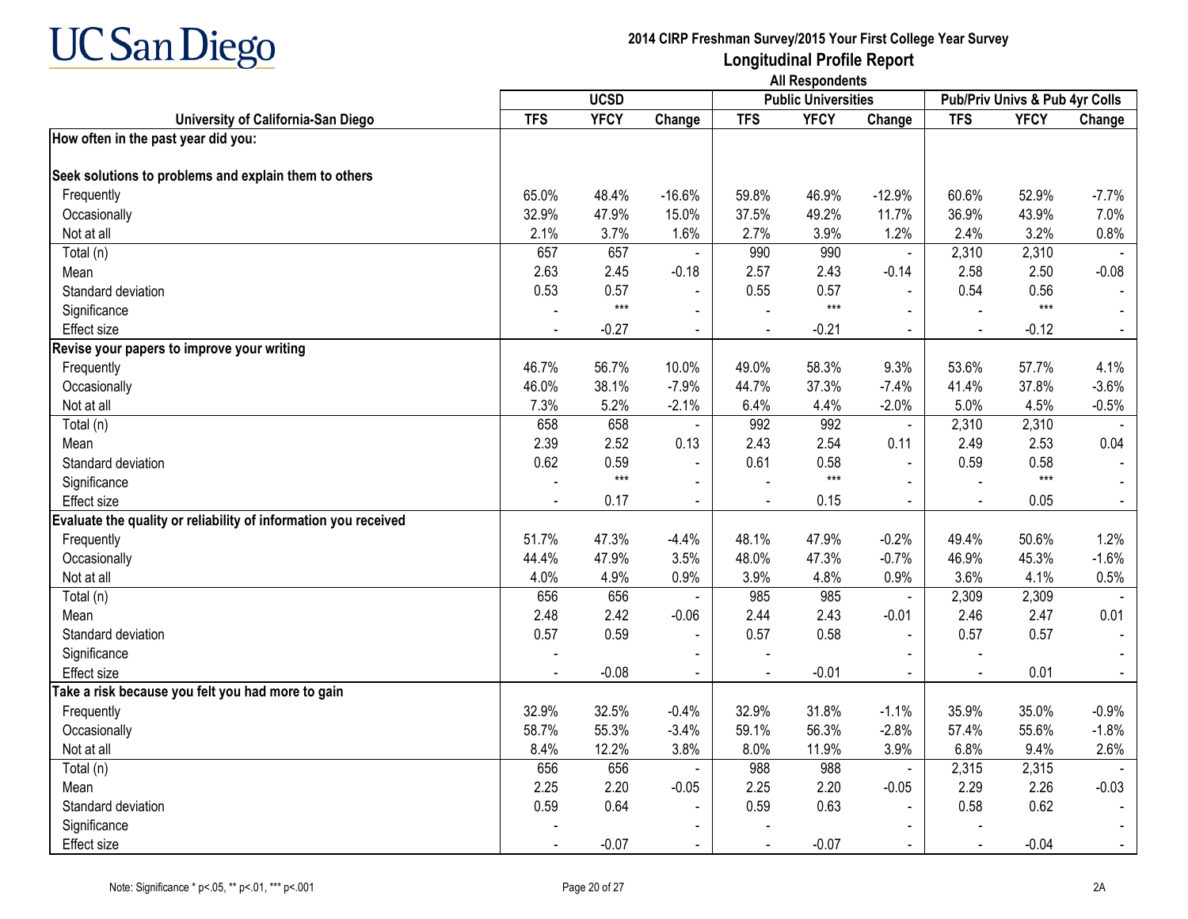UC San Diego

**2014 CIRP Freshman Survey/2015 Your First College Year Survey**
**Longitudinal Profile Report**
**All Respondents**

| University of California-San Diego | UCSD | | | Public Universities | | | Pub/Priv Univs & Pub 4yr Colls | | |
|---|---|---|---|---|---|---|---|---|---|
| | TFS | YFCY | Change | TFS | YFCY | Change | TFS | YFCY | Change |
| **How often in the past year did you:** | | | | | | | | | |
| **Seek solutions to problems and explain them to others** | | | | | | | | | |
| Frequently | 65.0% | 48.4% | -16.6% | 59.8% | 46.9% | -12.9% | 60.6% | 52.9% | -7.7% |
| Occasionally | 32.9% | 47.9% | 15.0% | 37.5% | 49.2% | 11.7% | 36.9% | 43.9% | 7.0% |
| Not at all | 2.1% | 3.7% | 1.6% | 2.7% | 3.9% | 1.2% | 2.4% | 3.2% | 0.8% |
| Total (n) | 657 | 657 | - | 990 | 990 | - | 2,310 | 2,310 | - |
| Mean | 2.63 | 2.45 | -0.18 | 2.57 | 2.43 | -0.14 | 2.58 | 2.50 | -0.08 |
| Standard deviation | 0.53 | 0.57 | - | 0.55 | 0.57 | - | 0.54 | 0.56 | - |
| Significance | - | *** | - | - | *** | - | - | *** | - |
| Effect size | - | -0.27 | - | - | -0.21 | - | - | -0.12 | - |
| **Revise your papers to improve your writing** | | | | | | | | | |
| Frequently | 46.7% | 56.7% | 10.0% | 49.0% | 58.3% | 9.3% | 53.6% | 57.7% | 4.1% |
| Occasionally | 46.0% | 38.1% | -7.9% | 44.7% | 37.3% | -7.4% | 41.4% | 37.8% | -3.6% |
| Not at all | 7.3% | 5.2% | -2.1% | 6.4% | 4.4% | -2.0% | 5.0% | 4.5% | -0.5% |
| Total (n) | 658 | 658 | - | 992 | 992 | - | 2,310 | 2,310 | - |
| Mean | 2.39 | 2.52 | 0.13 | 2.43 | 2.54 | 0.11 | 2.49 | 2.53 | 0.04 |
| Standard deviation | 0.62 | 0.59 | - | 0.61 | 0.58 | - | 0.59 | 0.58 | - |
| Significance | - | *** | - | - | *** | - | - | *** | - |
| Effect size | - | 0.17 | - | - | 0.15 | - | - | 0.05 | - |
| **Evaluate the quality or reliability of information you received** | | | | | | | | | |
| Frequently | 51.7% | 47.3% | -4.4% | 48.1% | 47.9% | -0.2% | 49.4% | 50.6% | 1.2% |
| Occasionally | 44.4% | 47.9% | 3.5% | 48.0% | 47.3% | -0.7% | 46.9% | 45.3% | -1.6% |
| Not at all | 4.0% | 4.9% | 0.9% | 3.9% | 4.8% | 0.9% | 3.6% | 4.1% | 0.5% |
| Total (n) | 656 | 656 | - | 985 | 985 | - | 2,309 | 2,309 | - |
| Mean | 2.48 | 2.42 | -0.06 | 2.44 | 2.43 | -0.01 | 2.46 | 2.47 | 0.01 |
| Standard deviation | 0.57 | 0.59 | - | 0.57 | 0.58 | - | 0.57 | 0.57 | - |
| Significance | - | | - | - | | - | - | | - |
| Effect size | - | -0.08 | - | - | -0.01 | - | - | 0.01 | - |
| **Take a risk because you felt you had more to gain** | | | | | | | | | |
| Frequently | 32.9% | 32.5% | -0.4% | 32.9% | 31.8% | -1.1% | 35.9% | 35.0% | -0.9% |
| Occasionally | 58.7% | 55.3% | -3.4% | 59.1% | 56.3% | -2.8% | 57.4% | 55.6% | -1.8% |
| Not at all | 8.4% | 12.2% | 3.8% | 8.0% | 11.9% | 3.9% | 6.8% | 9.4% | 2.6% |
| Total (n) | 656 | 656 | - | 988 | 988 | - | 2,315 | 2,315 | - |
| Mean | 2.25 | 2.20 | -0.05 | 2.25 | 2.20 | -0.05 | 2.29 | 2.26 | -0.03 |
| Standard deviation | 0.59 | 0.64 | - | 0.59 | 0.63 | - | 0.58 | 0.62 | - |
| Significance | - | | - | - | | - | - | | - |
| Effect size | - | -0.07 | - | - | -0.07 | - | - | -0.04 | - |

Note: Significance * p<.05, ** p<.01, *** p<.001

2A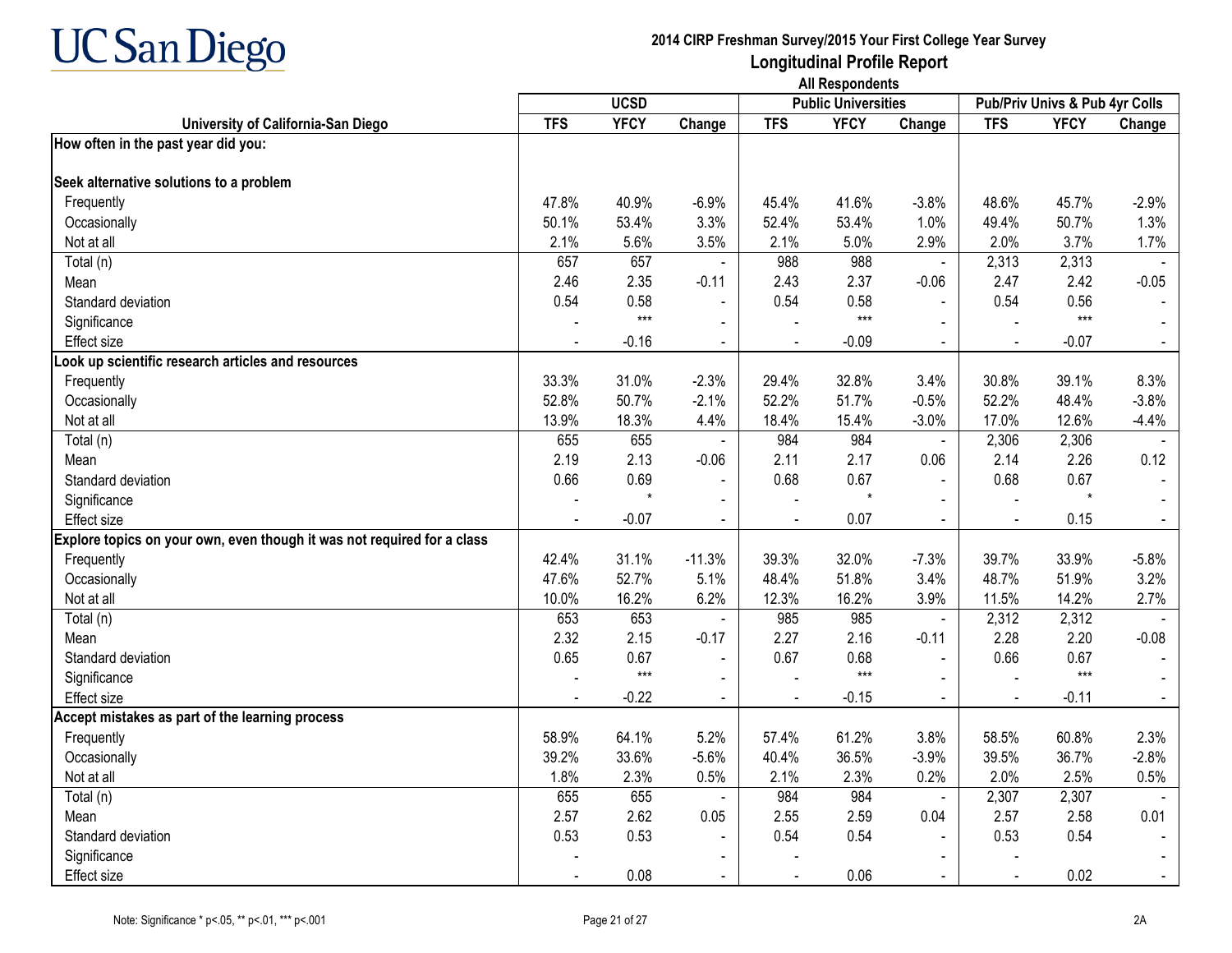# UC San Diego

## 2014 CIRP Freshman Survey/2015 Your First College Year Survey

## Longitudinal Profile Report

### All Respondents

| University of California-San Diego | UCSD | | | Public Universities | | | Pub/Priv Univs & Pub 4yr Colls | | |
|---|---|---|---|---|---|---|---|---|---|
| | TFS | YFCY | Change | TFS | YFCY | Change | TFS | YFCY | Change |
| **How often in the past year did you:** | | | | | | | | | |
| **Seek alternative solutions to a problem** | | | | | | | | | |
| Frequently | 47.8% | 40.9% | -6.9% | 45.4% | 41.6% | -3.8% | 48.6% | 45.7% | -2.9% |
| Occasionally | 50.1% | 53.4% | 3.3% | 52.4% | 53.4% | 1.0% | 49.4% | 50.7% | 1.3% |
| Not at all | 2.1% | 5.6% | 3.5% | 2.1% | 5.0% | 2.9% | 2.0% | 3.7% | 1.7% |
| Total (n) | 657 | 657 | - | 988 | 988 | - | 2,313 | 2,313 | - |
| Mean | 2.46 | 2.35 | -0.11 | 2.43 | 2.37 | -0.06 | 2.47 | 2.42 | -0.05 |
| Standard deviation | 0.54 | 0.58 | - | 0.54 | 0.58 | - | 0.54 | 0.56 | - |
| Significance | - | *** | - | - | *** | - | - | *** | - |
| Effect size | - | -0.16 | - | - | -0.09 | - | - | -0.07 | - |
| **Look up scientific research articles and resources** | | | | | | | | | |
| Frequently | 33.3% | 31.0% | -2.3% | 29.4% | 32.8% | 3.4% | 30.8% | 39.1% | 8.3% |
| Occasionally | 52.8% | 50.7% | -2.1% | 52.2% | 51.7% | -0.5% | 52.2% | 48.4% | -3.8% |
| Not at all | 13.9% | 18.3% | 4.4% | 18.4% | 15.4% | -3.0% | 17.0% | 12.6% | -4.4% |
| Total (n) | 655 | 655 | - | 984 | 984 | - | 2,306 | 2,306 | - |
| Mean | 2.19 | 2.13 | -0.06 | 2.11 | 2.17 | 0.06 | 2.14 | 2.26 | 0.12 |
| Standard deviation | 0.66 | 0.69 | - | 0.68 | 0.67 | - | 0.68 | 0.67 | - |
| Significance | - | * | - | - | * | - | - | * | - |
| Effect size | - | -0.07 | - | - | 0.07 | - | - | 0.15 | - |
| **Explore topics on your own, even though it was not required for a class** | | | | | | | | | |
| Frequently | 42.4% | 31.1% | -11.3% | 39.3% | 32.0% | -7.3% | 39.7% | 33.9% | -5.8% |
| Occasionally | 47.6% | 52.7% | 5.1% | 48.4% | 51.8% | 3.4% | 48.7% | 51.9% | 3.2% |
| Not at all | 10.0% | 16.2% | 6.2% | 12.3% | 16.2% | 3.9% | 11.5% | 14.2% | 2.7% |
| Total (n) | 653 | 653 | - | 985 | 985 | - | 2,312 | 2,312 | - |
| Mean | 2.32 | 2.15 | -0.17 | 2.27 | 2.16 | -0.11 | 2.28 | 2.20 | -0.08 |
| Standard deviation | 0.65 | 0.67 | - | 0.67 | 0.68 | - | 0.66 | 0.67 | - |
| Significance | - | *** | - | - | *** | - | - | *** | - |
| Effect size | - | -0.22 | - | - | -0.15 | - | - | -0.11 | - |
| **Accept mistakes as part of the learning process** | | | | | | | | | |
| Frequently | 58.9% | 64.1% | 5.2% | 57.4% | 61.2% | 3.8% | 58.5% | 60.8% | 2.3% |
| Occasionally | 39.2% | 33.6% | -5.6% | 40.4% | 36.5% | -3.9% | 39.5% | 36.7% | -2.8% |
| Not at all | 1.8% | 2.3% | 0.5% | 2.1% | 2.3% | 0.2% | 2.0% | 2.5% | 0.5% |
| Total (n) | 655 | 655 | - | 984 | 984 | - | 2,307 | 2,307 | - |
| Mean | 2.57 | 2.62 | 0.05 | 2.55 | 2.59 | 0.04 | 2.57 | 2.58 | 0.01 |
| Standard deviation | 0.53 | 0.53 | - | 0.54 | 0.54 | - | 0.53 | 0.54 | - |
| Significance | - | | - | - | | - | - | | - |
| Effect size | - | 0.08 | - | - | 0.06 | - | - | 0.02 | - |

Note: Significance * p<.05, ** p<.01, *** p<.001

2A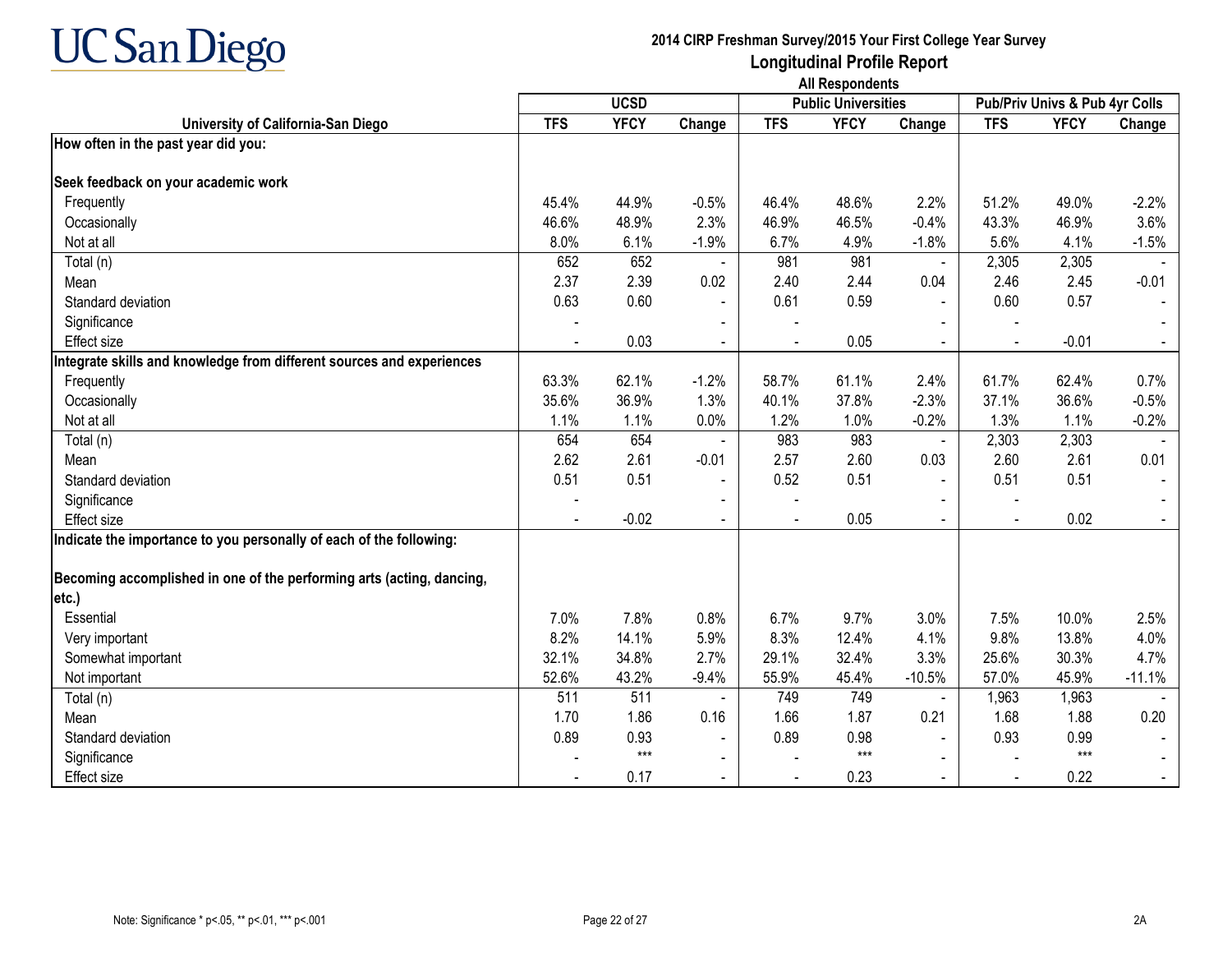UC San Diego

**2014 CIRP Freshman Survey/2015 Your First College Year Survey**
**Longitudinal Profile Report**
**All Respondents**

| University of California-San Diego | UCSD | | | Public Universities | | | Pub/Priv Univs & Pub 4yr Colls | | |
|---|---|---|---|---|---|---|---|---|---|
| | TFS | YFCY | Change | TFS | YFCY | Change | TFS | YFCY | Change |
| **How often in the past year did you:** | | | | | | | | | |
| **Seek feedback on your academic work** | | | | | | | | | |
| Frequently | 45.4% | 44.9% | -0.5% | 46.4% | 48.6% | 2.2% | 51.2% | 49.0% | -2.2% |
| Occasionally | 46.6% | 48.9% | 2.3% | 46.9% | 46.5% | -0.4% | 43.3% | 46.9% | 3.6% |
| Not at all | 8.0% | 6.1% | -1.9% | 6.7% | 4.9% | -1.8% | 5.6% | 4.1% | -1.5% |
| Total (n) | 652 | 652 | - | 981 | 981 | - | 2,305 | 2,305 | - |
| Mean | 2.37 | 2.39 | 0.02 | 2.40 | 2.44 | 0.04 | 2.46 | 2.45 | -0.01 |
| Standard deviation | 0.63 | 0.60 | - | 0.61 | 0.59 | - | 0.60 | 0.57 | - |
| Significance | - | | - | - | | - | - | | - |
| Effect size | - | 0.03 | - | - | 0.05 | - | - | -0.01 | - |
| **Integrate skills and knowledge from different sources and experiences** | | | | | | | | | |
| Frequently | 63.3% | 62.1% | -1.2% | 58.7% | 61.1% | 2.4% | 61.7% | 62.4% | 0.7% |
| Occasionally | 35.6% | 36.9% | 1.3% | 40.1% | 37.8% | -2.3% | 37.1% | 36.6% | -0.5% |
| Not at all | 1.1% | 1.1% | 0.0% | 1.2% | 1.0% | -0.2% | 1.3% | 1.1% | -0.2% |
| Total (n) | 654 | 654 | - | 983 | 983 | - | 2,303 | 2,303 | - |
| Mean | 2.62 | 2.61 | -0.01 | 2.57 | 2.60 | 0.03 | 2.60 | 2.61 | 0.01 |
| Standard deviation | 0.51 | 0.51 | - | 0.52 | 0.51 | - | 0.51 | 0.51 | - |
| Significance | - | | - | - | | - | - | | - |
| Effect size | - | -0.02 | - | - | 0.05 | - | - | 0.02 | - |
| **Indicate the importance to you personally of each of the following:** | | | | | | | | | |
| **Becoming accomplished in one of the performing arts (acting, dancing, etc.)** | | | | | | | | | |
| Essential | 7.0% | 7.8% | 0.8% | 6.7% | 9.7% | 3.0% | 7.5% | 10.0% | 2.5% |
| Very important | 8.2% | 14.1% | 5.9% | 8.3% | 12.4% | 4.1% | 9.8% | 13.8% | 4.0% |
| Somewhat important | 32.1% | 34.8% | 2.7% | 29.1% | 32.4% | 3.3% | 25.6% | 30.3% | 4.7% |
| Not important | 52.6% | 43.2% | -9.4% | 55.9% | 45.4% | -10.5% | 57.0% | 45.9% | -11.1% |
| Total (n) | 511 | 511 | - | 749 | 749 | - | 1,963 | 1,963 | - |
| Mean | 1.70 | 1.86 | 0.16 | 1.66 | 1.87 | 0.21 | 1.68 | 1.88 | 0.20 |
| Standard deviation | 0.89 | 0.93 | - | 0.89 | 0.98 | - | 0.93 | 0.99 | - |
| Significance | - | *** | - | - | *** | - | - | *** | - |
| Effect size | - | 0.17 | - | - | 0.23 | - | - | 0.22 | - |

Note: Significance * p<.05, ** p<.01, *** p<.001

2A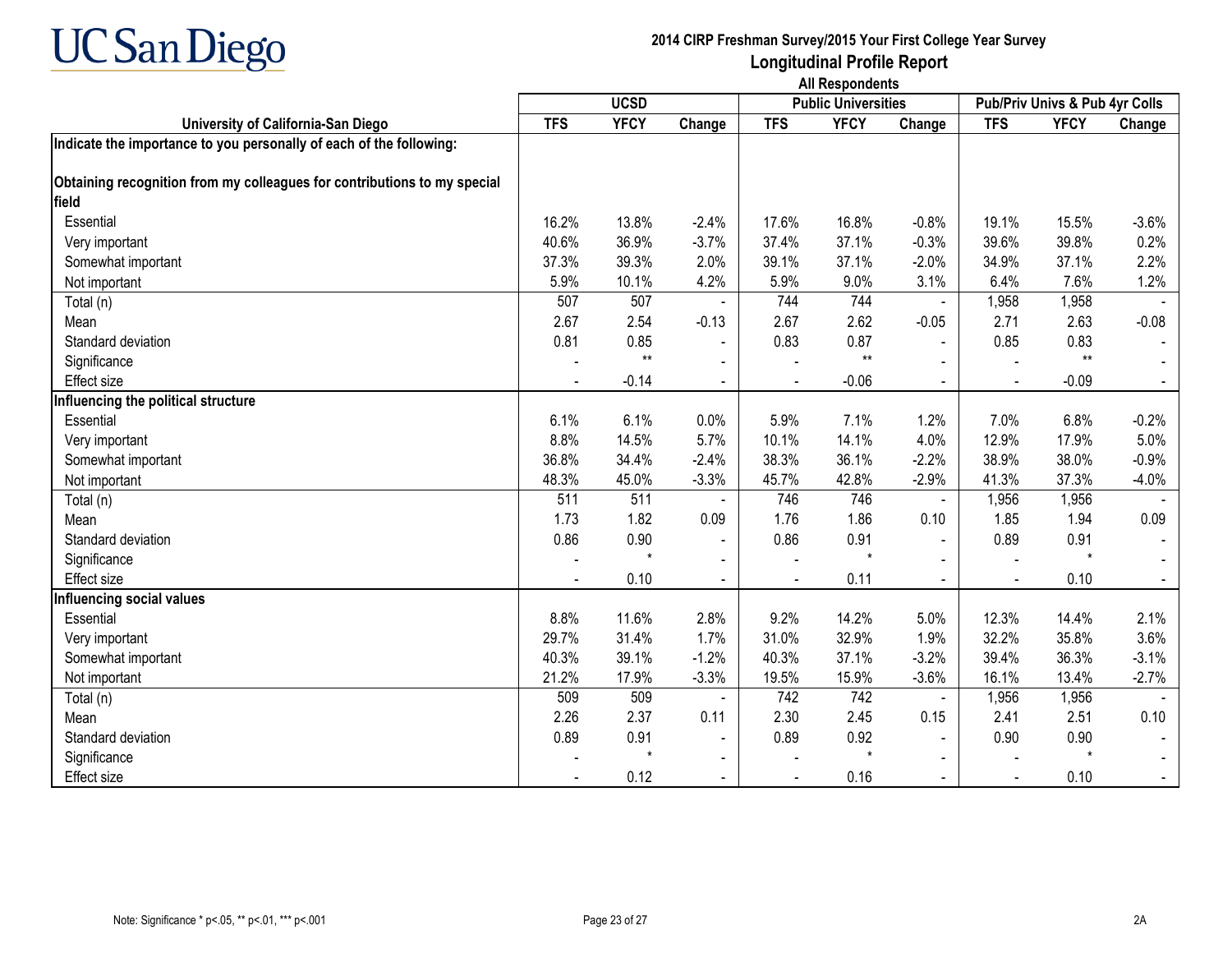# UC San Diego

## 2014 CIRP Freshman Survey/2015 Your First College Year Survey

## Longitudinal Profile Report

### All Respondents

| University of California-San Diego | UCSD | | | Public Universities | | | Pub/Priv Univs & Pub 4yr Colls | | |
|---|---|---|---|---|---|---|---|---|---|
| | TFS | YFCY | Change | TFS | YFCY | Change | TFS | YFCY | Change |
| **Indicate the importance to you personally of each of the following:** | | | | | | | | | |
| **Obtaining recognition from my colleagues for contributions to my special field** | | | | | | | | | |
| Essential | 16.2% | 13.8% | -2.4% | 17.6% | 16.8% | -0.8% | 19.1% | 15.5% | -3.6% |
| Very important | 40.6% | 36.9% | -3.7% | 37.4% | 37.1% | -0.3% | 39.6% | 39.8% | 0.2% |
| Somewhat important | 37.3% | 39.3% | 2.0% | 39.1% | 37.1% | -2.0% | 34.9% | 37.1% | 2.2% |
| Not important | 5.9% | 10.1% | 4.2% | 5.9% | 9.0% | 3.1% | 6.4% | 7.6% | 1.2% |
| Total (n) | 507 | 507 | - | 744 | 744 | - | 1,958 | 1,958 | - |
| Mean | 2.67 | 2.54 | -0.13 | 2.67 | 2.62 | -0.05 | 2.71 | 2.63 | -0.08 |
| Standard deviation | 0.81 | 0.85 | - | 0.83 | 0.87 | - | 0.85 | 0.83 | - |
| Significance | - | ** | - | - | ** | - | - | ** | - |
| Effect size | - | -0.14 | - | - | -0.06 | - | - | -0.09 | - |
| **Influencing the political structure** | | | | | | | | | |
| Essential | 6.1% | 6.1% | 0.0% | 5.9% | 7.1% | 1.2% | 7.0% | 6.8% | -0.2% |
| Very important | 8.8% | 14.5% | 5.7% | 10.1% | 14.1% | 4.0% | 12.9% | 17.9% | 5.0% |
| Somewhat important | 36.8% | 34.4% | -2.4% | 38.3% | 36.1% | -2.2% | 38.9% | 38.0% | -0.9% |
| Not important | 48.3% | 45.0% | -3.3% | 45.7% | 42.8% | -2.9% | 41.3% | 37.3% | -4.0% |
| Total (n) | 511 | 511 | - | 746 | 746 | - | 1,956 | 1,956 | - |
| Mean | 1.73 | 1.82 | 0.09 | 1.76 | 1.86 | 0.10 | 1.85 | 1.94 | 0.09 |
| Standard deviation | 0.86 | 0.90 | - | 0.86 | 0.91 | - | 0.89 | 0.91 | - |
| Significance | - | * | - | - | * | - | - | * | - |
| Effect size | - | 0.10 | - | - | 0.11 | - | - | 0.10 | - |
| **Influencing social values** | | | | | | | | | |
| Essential | 8.8% | 11.6% | 2.8% | 9.2% | 14.2% | 5.0% | 12.3% | 14.4% | 2.1% |
| Very important | 29.7% | 31.4% | 1.7% | 31.0% | 32.9% | 1.9% | 32.2% | 35.8% | 3.6% |
| Somewhat important | 40.3% | 39.1% | -1.2% | 40.3% | 37.1% | -3.2% | 39.4% | 36.3% | -3.1% |
| Not important | 21.2% | 17.9% | -3.3% | 19.5% | 15.9% | -3.6% | 16.1% | 13.4% | -2.7% |
| Total (n) | 509 | 509 | - | 742 | 742 | - | 1,956 | 1,956 | - |
| Mean | 2.26 | 2.37 | 0.11 | 2.30 | 2.45 | 0.15 | 2.41 | 2.51 | 0.10 |
| Standard deviation | 0.89 | 0.91 | - | 0.89 | 0.92 | - | 0.90 | 0.90 | - |
| Significance | - | * | - | - | * | - | - | * | - |
| Effect size | - | 0.12 | - | - | 0.16 | - | - | 0.10 | - |

Note: Significance * $p<.05$, ** $p<.01$, *** $p<.001$

2A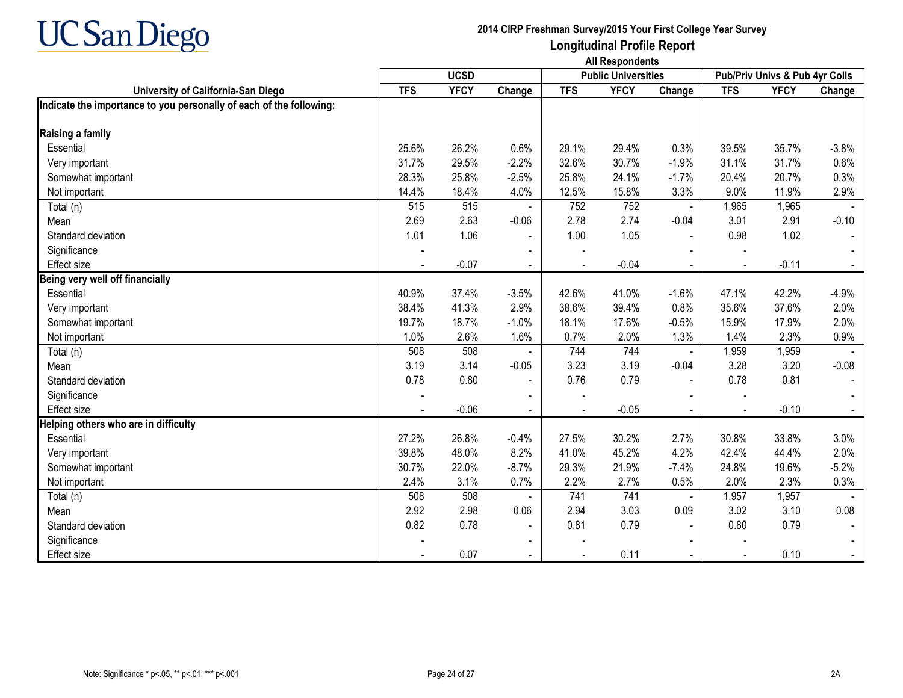UC San Diego

# 2014 CIRP Freshman Survey/2015 Your First College Year Survey

## Longitudinal Profile Report

### All Respondents

| | UCSD | | | Public Universities | | | Pub/Priv Univs & Pub 4yr Colls | | |
|---|---|---|---|---|---|---|---|---|---|
| **University of California-San Diego** | **TFS** | **YFCY** | **Change** | **TFS** | **YFCY** | **Change** | **TFS** | **YFCY** | **Change** |
| **Indicate the importance to you personally of each of the following:** | | | | | | | | | |
| **Raising a family** | | | | | | | | | |
| Essential | 25.6% | 26.2% | 0.6% | 29.1% | 29.4% | 0.3% | 39.5% | 35.7% | -3.8% |
| Very important | 31.7% | 29.5% | -2.2% | 32.6% | 30.7% | -1.9% | 31.1% | 31.7% | 0.6% |
| Somewhat important | 28.3% | 25.8% | -2.5% | 25.8% | 24.1% | -1.7% | 20.4% | 20.7% | 0.3% |
| Not important | 14.4% | 18.4% | 4.0% | 12.5% | 15.8% | 3.3% | 9.0% | 11.9% | 2.9% |
| Total (n) | 515 | 515 | - | 752 | 752 | - | 1,965 | 1,965 | - |
| Mean | 2.69 | 2.63 | -0.06 | 2.78 | 2.74 | -0.04 | 3.01 | 2.91 | -0.10 |
| Standard deviation | 1.01 | 1.06 | - | 1.00 | 1.05 | - | 0.98 | 1.02 | - |
| Significance | - | | - | - | | - | - | | - |
| Effect size | - | -0.07 | - | - | -0.04 | - | - | -0.11 | - |
| **Being very well off financially** | | | | | | | | | |
| Essential | 40.9% | 37.4% | -3.5% | 42.6% | 41.0% | -1.6% | 47.1% | 42.2% | -4.9% |
| Very important | 38.4% | 41.3% | 2.9% | 38.6% | 39.4% | 0.8% | 35.6% | 37.6% | 2.0% |
| Somewhat important | 19.7% | 18.7% | -1.0% | 18.1% | 17.6% | -0.5% | 15.9% | 17.9% | 2.0% |
| Not important | 1.0% | 2.6% | 1.6% | 0.7% | 2.0% | 1.3% | 1.4% | 2.3% | 0.9% |
| Total (n) | 508 | 508 | - | 744 | 744 | - | 1,959 | 1,959 | - |
| Mean | 3.19 | 3.14 | -0.05 | 3.23 | 3.19 | -0.04 | 3.28 | 3.20 | -0.08 |
| Standard deviation | 0.78 | 0.80 | - | 0.76 | 0.79 | - | 0.78 | 0.81 | - |
| Significance | - | | - | - | | - | - | | - |
| Effect size | - | -0.06 | - | - | -0.05 | - | - | -0.10 | - |
| **Helping others who are in difficulty** | | | | | | | | | |
| Essential | 27.2% | 26.8% | -0.4% | 27.5% | 30.2% | 2.7% | 30.8% | 33.8% | 3.0% |
| Very important | 39.8% | 48.0% | 8.2% | 41.0% | 45.2% | 4.2% | 42.4% | 44.4% | 2.0% |
| Somewhat important | 30.7% | 22.0% | -8.7% | 29.3% | 21.9% | -7.4% | 24.8% | 19.6% | -5.2% |
| Not important | 2.4% | 3.1% | 0.7% | 2.2% | 2.7% | 0.5% | 2.0% | 2.3% | 0.3% |
| Total (n) | 508 | 508 | - | 741 | 741 | - | 1,957 | 1,957 | - |
| Mean | 2.92 | 2.98 | 0.06 | 2.94 | 3.03 | 0.09 | 3.02 | 3.10 | 0.08 |
| Standard deviation | 0.82 | 0.78 | - | 0.81 | 0.79 | - | 0.80 | 0.79 | - |
| Significance | - | | - | - | | - | - | | - |
| Effect size | - | 0.07 | - | - | 0.11 | - | - | 0.10 | - |

Note: Significance * p<.05, ** p<.01, *** p<.001

2A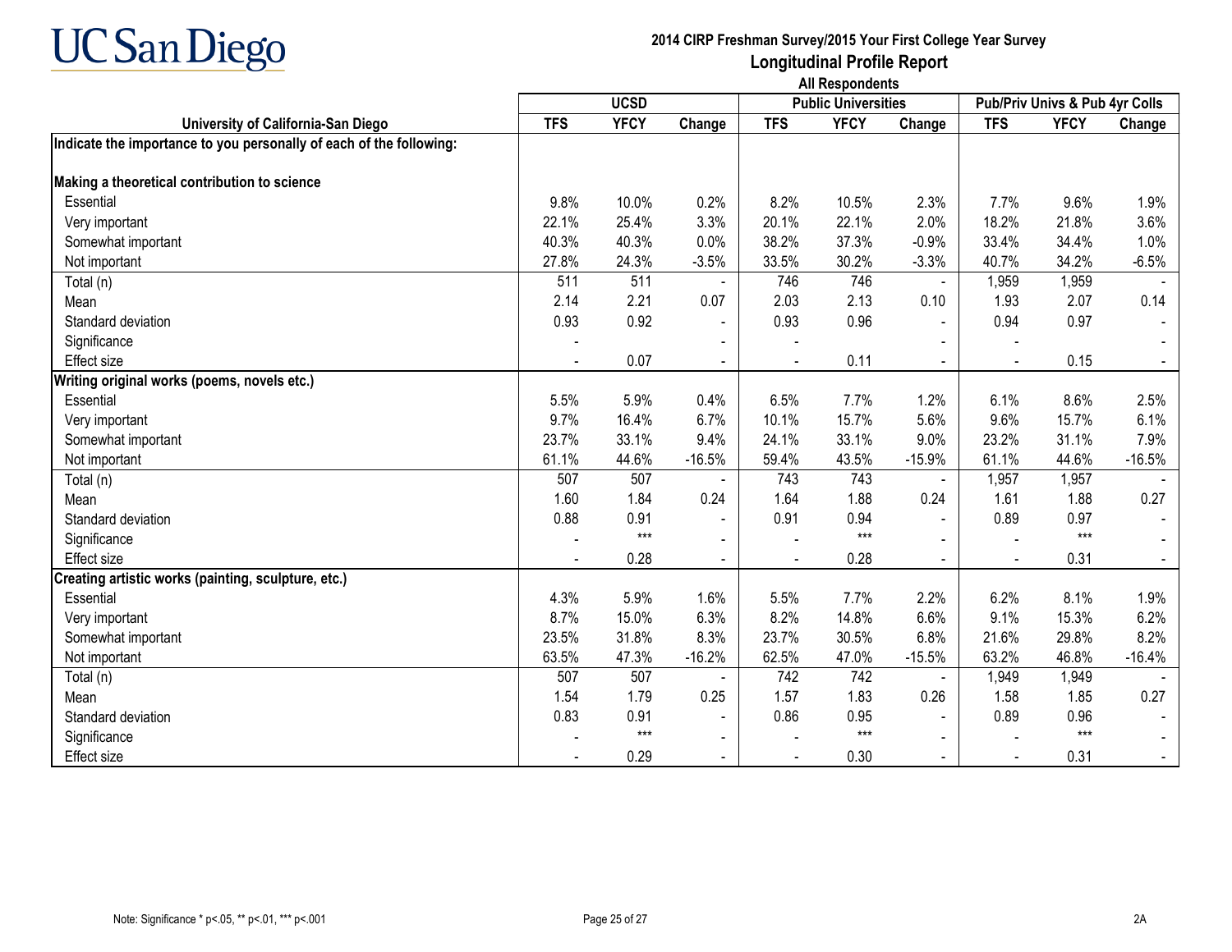# 2014 CIRP Freshman Survey/2015 Your First College Year Survey

## Longitudinal Profile Report

### All Respondents

| University of California-San Diego | UCSD | | | Public Universities | | | Pub/Priv Univs & Pub 4yr Colls | | |
|---|---|---|---|---|---|---|---|---|---|
| | TFS | YFCY | Change | TFS | YFCY | Change | TFS | YFCY | Change |
| **Indicate the importance to you personally of each of the following:** | | | | | | | | | |
| **Making a theoretical contribution to science** | | | | | | | | | |
| Essential | 9.8% | 10.0% | 0.2% | 8.2% | 10.5% | 2.3% | 7.7% | 9.6% | 1.9% |
| Very important | 22.1% | 25.4% | 3.3% | 20.1% | 22.1% | 2.0% | 18.2% | 21.8% | 3.6% |
| Somewhat important | 40.3% | 40.3% | 0.0% | 38.2% | 37.3% | -0.9% | 33.4% | 34.4% | 1.0% |
| Not important | 27.8% | 24.3% | -3.5% | 33.5% | 30.2% | -3.3% | 40.7% | 34.2% | -6.5% |
| Total (n) | 511 | 511 | - | 746 | 746 | - | 1,959 | 1,959 | - |
| Mean | 2.14 | 2.21 | 0.07 | 2.03 | 2.13 | 0.10 | 1.93 | 2.07 | 0.14 |
| Standard deviation | 0.93 | 0.92 | - | 0.93 | 0.96 | - | 0.94 | 0.97 | - |
| Significance | - | | - | - | | - | - | | - |
| Effect size | - | 0.07 | - | - | 0.11 | - | - | 0.15 | - |
| **Writing original works (poems, novels etc.)** | | | | | | | | | |
| Essential | 5.5% | 5.9% | 0.4% | 6.5% | 7.7% | 1.2% | 6.1% | 8.6% | 2.5% |
| Very important | 9.7% | 16.4% | 6.7% | 10.1% | 15.7% | 5.6% | 9.6% | 15.7% | 6.1% |
| Somewhat important | 23.7% | 33.1% | 9.4% | 24.1% | 33.1% | 9.0% | 23.2% | 31.1% | 7.9% |
| Not important | 61.1% | 44.6% | -16.5% | 59.4% | 43.5% | -15.9% | 61.1% | 44.6% | -16.5% |
| Total (n) | 507 | 507 | - | 743 | 743 | - | 1,957 | 1,957 | - |
| Mean | 1.60 | 1.84 | 0.24 | 1.64 | 1.88 | 0.24 | 1.61 | 1.88 | 0.27 |
| Standard deviation | 0.88 | 0.91 | - | 0.91 | 0.94 | - | 0.89 | 0.97 | - |
| Significance | - | *** | - | - | *** | - | - | *** | - |
| Effect size | - | 0.28 | - | - | 0.28 | - | - | 0.31 | - |
| **Creating artistic works (painting, sculpture, etc.)** | | | | | | | | | |
| Essential | 4.3% | 5.9% | 1.6% | 5.5% | 7.7% | 2.2% | 6.2% | 8.1% | 1.9% |
| Very important | 8.7% | 15.0% | 6.3% | 8.2% | 14.8% | 6.6% | 9.1% | 15.3% | 6.2% |
| Somewhat important | 23.5% | 31.8% | 8.3% | 23.7% | 30.5% | 6.8% | 21.6% | 29.8% | 8.2% |
| Not important | 63.5% | 47.3% | -16.2% | 62.5% | 47.0% | -15.5% | 63.2% | 46.8% | -16.4% |
| Total (n) | 507 | 507 | - | 742 | 742 | - | 1,949 | 1,949 | - |
| Mean | 1.54 | 1.79 | 0.25 | 1.57 | 1.83 | 0.26 | 1.58 | 1.85 | 0.27 |
| Standard deviation | 0.83 | 0.91 | - | 0.86 | 0.95 | - | 0.89 | 0.96 | - |
| Significance | - | *** | - | - | *** | - | - | *** | - |
| Effect size | - | 0.29 | - | - | 0.30 | - | - | 0.31 | - |

Note: Significance * p<.05, ** p<.01, *** p<.001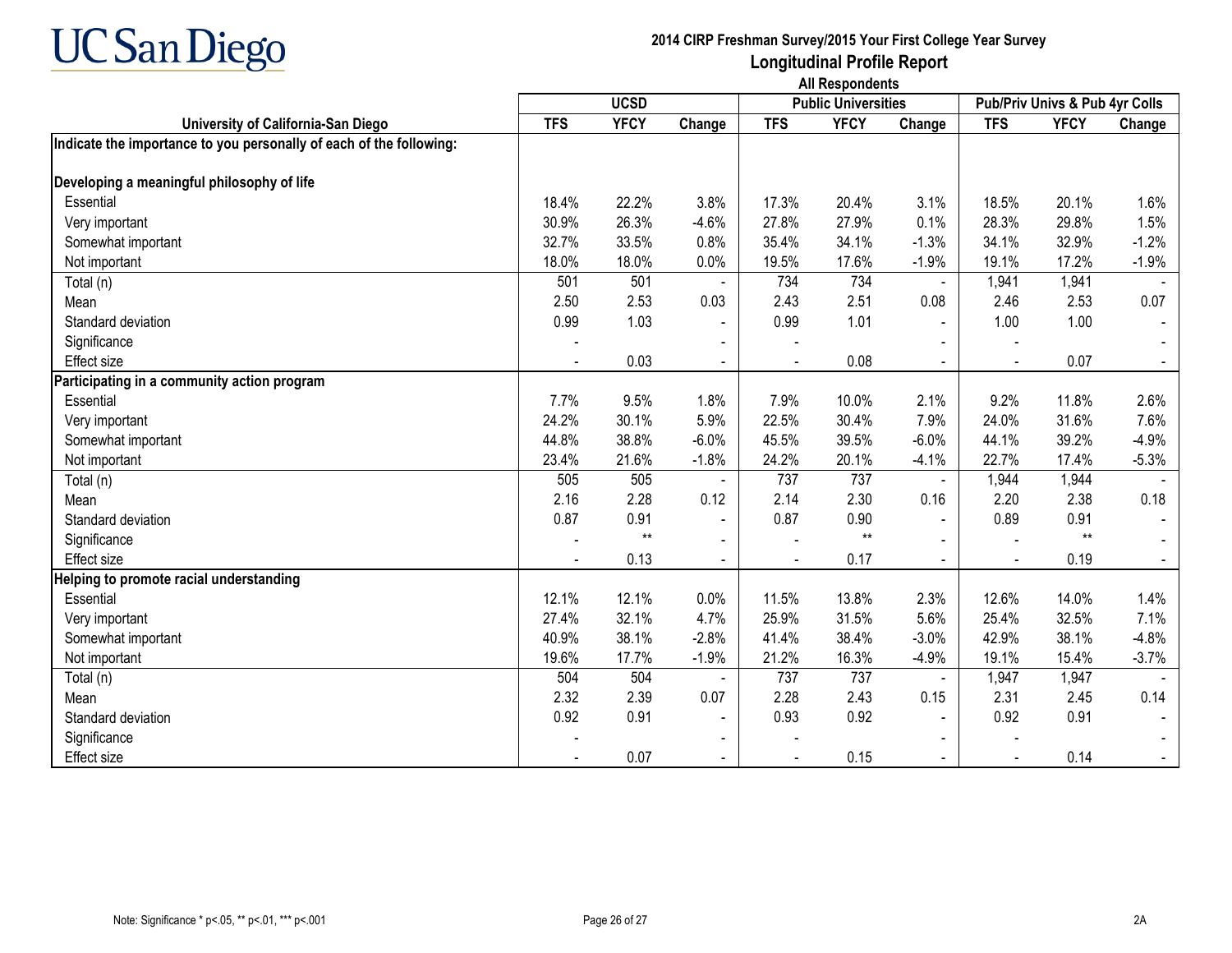**2014 CIRP Freshman Survey/2015 Your First College Year Survey**

# Longitudinal Profile Report

**All Respondents**

| University of California-San Diego | UCSD | | | Public Universities | | | Pub/Priv Univs & Pub 4yr Colls | | |
|---|---|---|---|---|---|---|---|---|---|
| | TFS | YFCY | Change | TFS | YFCY | Change | TFS | YFCY | Change |
| **Indicate the importance to you personally of each of the following:** | | | | | | | | | |
| **Developing a meaningful philosophy of life** | | | | | | | | | |
| Essential | 18.4% | 22.2% | 3.8% | 17.3% | 20.4% | 3.1% | 18.5% | 20.1% | 1.6% |
| Very important | 30.9% | 26.3% | -4.6% | 27.8% | 27.9% | 0.1% | 28.3% | 29.8% | 1.5% |
| Somewhat important | 32.7% | 33.5% | 0.8% | 35.4% | 34.1% | -1.3% | 34.1% | 32.9% | -1.2% |
| Not important | 18.0% | 18.0% | 0.0% | 19.5% | 17.6% | -1.9% | 19.1% | 17.2% | -1.9% |
| Total (n) | 501 | 501 | - | 734 | 734 | - | 1,941 | 1,941 | - |
| Mean | 2.50 | 2.53 | 0.03 | 2.43 | 2.51 | 0.08 | 2.46 | 2.53 | 0.07 |
| Standard deviation | 0.99 | 1.03 | - | 0.99 | 1.01 | - | 1.00 | 1.00 | - |
| Significance | - | | - | - | | - | - | | - |
| Effect size | - | 0.03 | - | - | 0.08 | - | - | 0.07 | - |
| **Participating in a community action program** | | | | | | | | | |
| Essential | 7.7% | 9.5% | 1.8% | 7.9% | 10.0% | 2.1% | 9.2% | 11.8% | 2.6% |
| Very important | 24.2% | 30.1% | 5.9% | 22.5% | 30.4% | 7.9% | 24.0% | 31.6% | 7.6% |
| Somewhat important | 44.8% | 38.8% | -6.0% | 45.5% | 39.5% | -6.0% | 44.1% | 39.2% | -4.9% |
| Not important | 23.4% | 21.6% | -1.8% | 24.2% | 20.1% | -4.1% | 22.7% | 17.4% | -5.3% |
| Total (n) | 505 | 505 | - | 737 | 737 | - | 1,944 | 1,944 | - |
| Mean | 2.16 | 2.28 | 0.12 | 2.14 | 2.30 | 0.16 | 2.20 | 2.38 | 0.18 |
| Standard deviation | 0.87 | 0.91 | - | 0.87 | 0.90 | - | 0.89 | 0.91 | - |
| Significance | - | ** | - | - | ** | - | - | ** | - |
| Effect size | - | 0.13 | - | - | 0.17 | - | - | 0.19 | - |
| **Helping to promote racial understanding** | | | | | | | | | |
| Essential | 12.1% | 12.1% | 0.0% | 11.5% | 13.8% | 2.3% | 12.6% | 14.0% | 1.4% |
| Very important | 27.4% | 32.1% | 4.7% | 25.9% | 31.5% | 5.6% | 25.4% | 32.5% | 7.1% |
| Somewhat important | 40.9% | 38.1% | -2.8% | 41.4% | 38.4% | -3.0% | 42.9% | 38.1% | -4.8% |
| Not important | 19.6% | 17.7% | -1.9% | 21.2% | 16.3% | -4.9% | 19.1% | 15.4% | -3.7% |
| Total (n) | 504 | 504 | - | 737 | 737 | - | 1,947 | 1,947 | - |
| Mean | 2.32 | 2.39 | 0.07 | 2.28 | 2.43 | 0.15 | 2.31 | 2.45 | 0.14 |
| Standard deviation | 0.92 | 0.91 | - | 0.93 | 0.92 | - | 0.92 | 0.91 | - |
| Significance | - | | - | - | | - | - | | - |
| Effect size | - | 0.07 | - | - | 0.15 | - | - | 0.14 | - |

Note: Significance * p<.05, ** p<.01, *** p<.001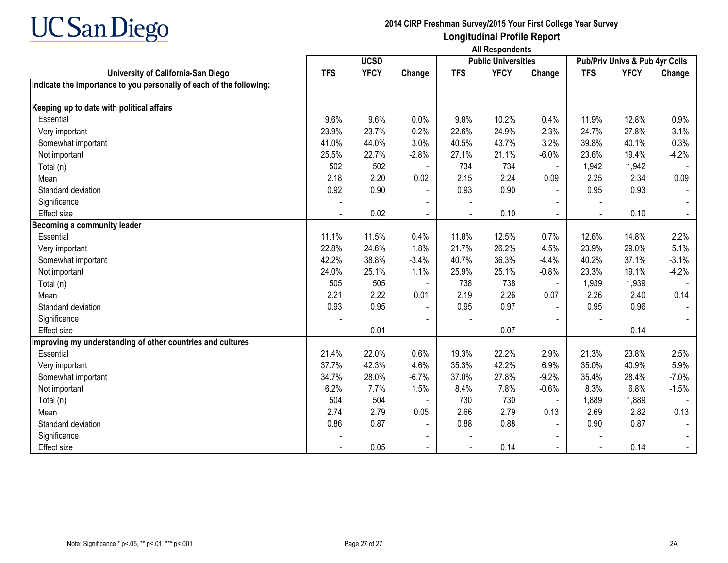# UC San Diego

**2014 CIRP Freshman Survey/2015 Your First College Year Survey**

**Longitudinal Profile Report**

**All Respondents**

| University of California-San Diego | UCSD | | | Public Universities | | | Pub/Priv Univs & Pub 4yr Colls | | |
|---|---|---|---|---|---|---|---|---|---|
| | TFS | YFCY | Change | TFS | YFCY | Change | TFS | YFCY | Change |
| **Indicate the importance to you personally of each of the following:** | | | | | | | | | |
| **Keeping up to date with political affairs** | | | | | | | | | |
| Essential | 9.6% | 9.6% | 0.0% | 9.8% | 10.2% | 0.4% | 11.9% | 12.8% | 0.9% |
| Very important | 23.9% | 23.7% | -0.2% | 22.6% | 24.9% | 2.3% | 24.7% | 27.8% | 3.1% |
| Somewhat important | 41.0% | 44.0% | 3.0% | 40.5% | 43.7% | 3.2% | 39.8% | 40.1% | 0.3% |
| Not important | 25.5% | 22.7% | -2.8% | 27.1% | 21.1% | -6.0% | 23.6% | 19.4% | -4.2% |
| Total (n) | 502 | 502 | - | 734 | 734 | - | 1,942 | 1,942 | - |
| Mean | 2.18 | 2.20 | 0.02 | 2.15 | 2.24 | 0.09 | 2.25 | 2.34 | 0.09 |
| Standard deviation | 0.92 | 0.90 | - | 0.93 | 0.90 | - | 0.95 | 0.93 | - |
| Significance | - | | - | - | | - | - | | - |
| Effect size | - | 0.02 | - | - | 0.10 | - | - | 0.10 | - |
| **Becoming a community leader** | | | | | | | | | |
| Essential | 11.1% | 11.5% | 0.4% | 11.8% | 12.5% | 0.7% | 12.6% | 14.8% | 2.2% |
| Very important | 22.8% | 24.6% | 1.8% | 21.7% | 26.2% | 4.5% | 23.9% | 29.0% | 5.1% |
| Somewhat important | 42.2% | 38.8% | -3.4% | 40.7% | 36.3% | -4.4% | 40.2% | 37.1% | -3.1% |
| Not important | 24.0% | 25.1% | 1.1% | 25.9% | 25.1% | -0.8% | 23.3% | 19.1% | -4.2% |
| Total (n) | 505 | 505 | - | 738 | 738 | - | 1,939 | 1,939 | - |
| Mean | 2.21 | 2.22 | 0.01 | 2.19 | 2.26 | 0.07 | 2.26 | 2.40 | 0.14 |
| Standard deviation | 0.93 | 0.95 | - | 0.95 | 0.97 | - | 0.95 | 0.96 | - |
| Significance | - | | - | - | | - | - | | - |
| Effect size | - | 0.01 | - | - | 0.07 | - | - | 0.14 | - |
| **Improving my understanding of other countries and cultures** | | | | | | | | | |
| Essential | 21.4% | 22.0% | 0.6% | 19.3% | 22.2% | 2.9% | 21.3% | 23.8% | 2.5% |
| Very important | 37.7% | 42.3% | 4.6% | 35.3% | 42.2% | 6.9% | 35.0% | 40.9% | 5.9% |
| Somewhat important | 34.7% | 28.0% | -6.7% | 37.0% | 27.8% | -9.2% | 35.4% | 28.4% | -7.0% |
| Not important | 6.2% | 7.7% | 1.5% | 8.4% | 7.8% | -0.6% | 8.3% | 6.8% | -1.5% |
| Total (n) | 504 | 504 | - | 730 | 730 | - | 1,889 | 1,889 | - |
| Mean | 2.74 | 2.79 | 0.05 | 2.66 | 2.79 | 0.13 | 2.69 | 2.82 | 0.13 |
| Standard deviation | 0.86 | 0.87 | - | 0.88 | 0.88 | - | 0.90 | 0.87 | - |
| Significance | - | | - | - | | - | - | | - |
| Effect size | - | 0.05 | - | - | 0.14 | - | - | 0.14 | - |

Note: Significance * p<.05, ** p<.01, *** p<.001

2A